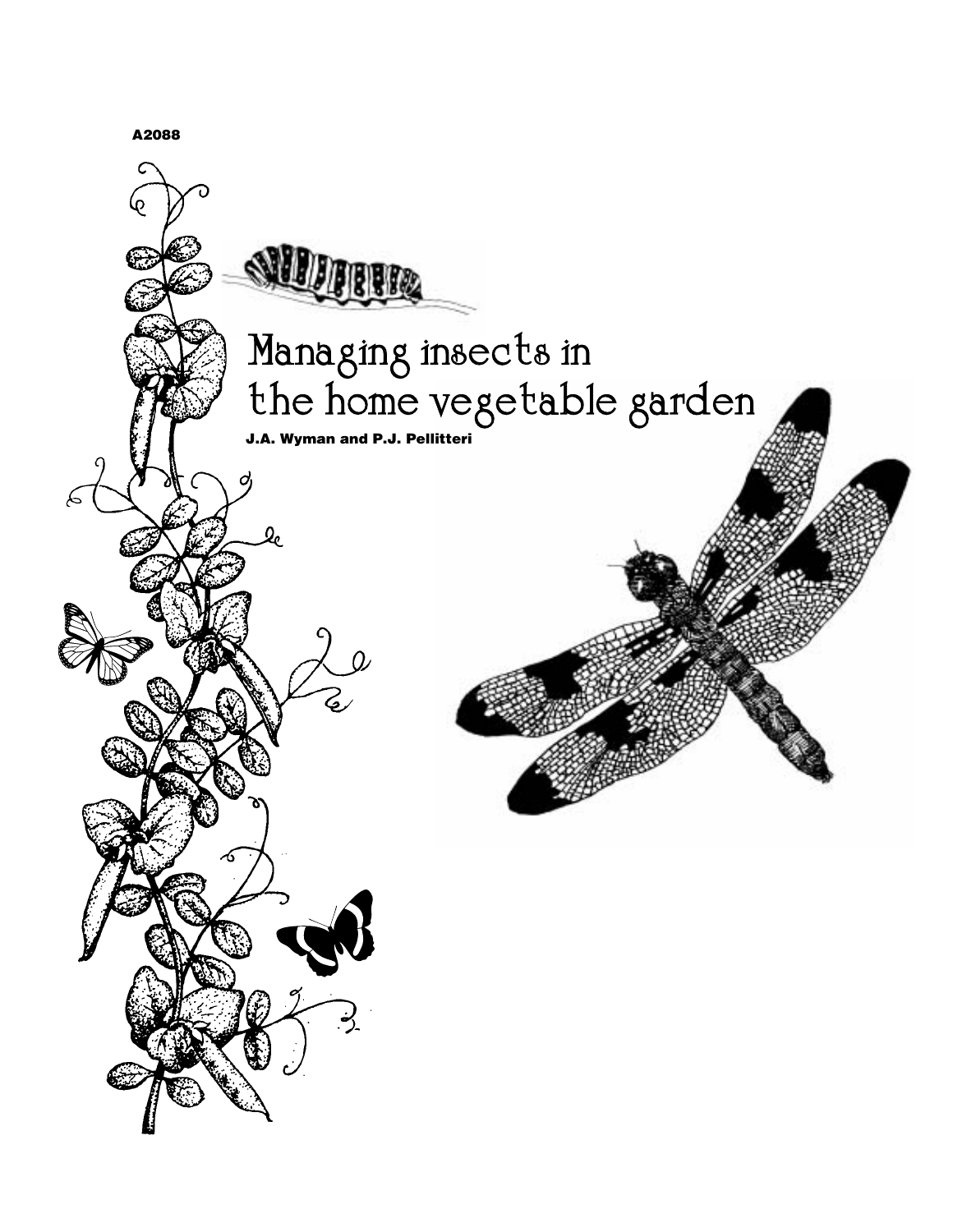A2088

# Managing insects in the home vegetable garden

**J.A. Wyman and P.J. Pellitteri**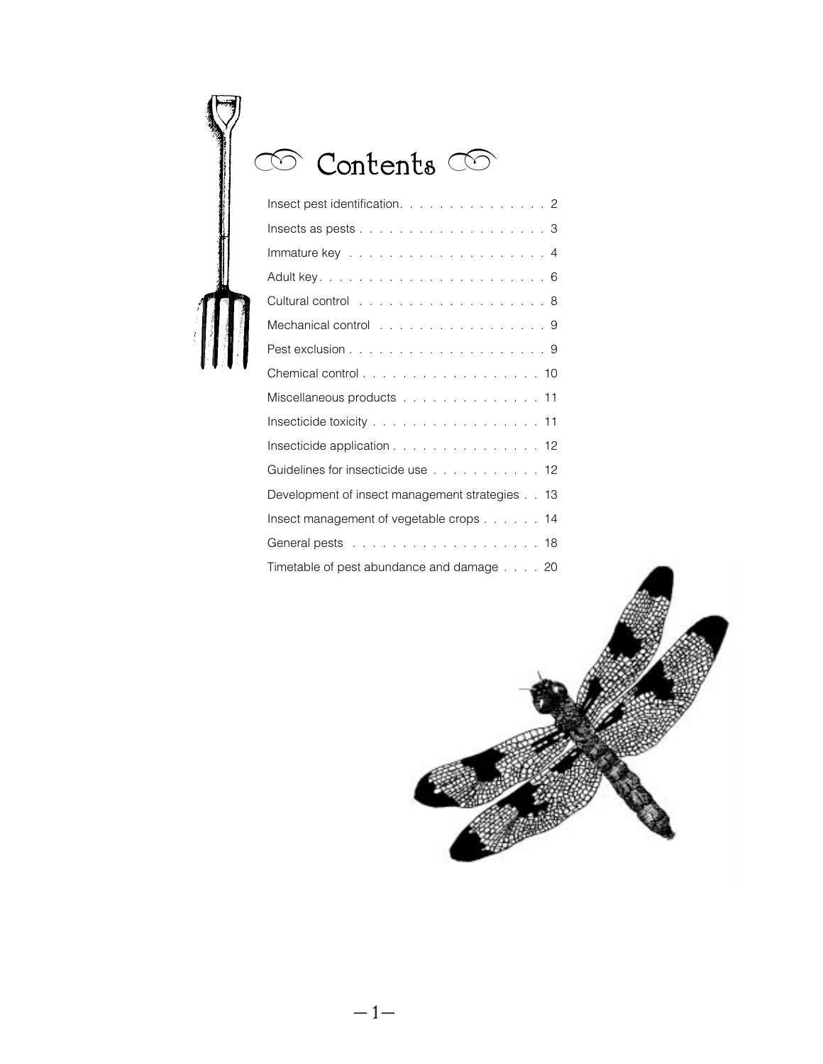# Contents

| | |
|---|---|
| Insect pest identification | 2 |
| Insects as pests | 3 |
| Immature key | 4 |
| Adult key | 6 |
| Cultural control | 8 |
| Mechanical control | 9 |
| Pest exclusion | 9 |
| Chemical control | 10 |
| Miscellaneous products | 11 |
| Insecticide toxicity | 11 |
| Insecticide application | 12 |
| Guidelines for insecticide use | 12 |
| Development of insect management strategies | 13 |
| Insect management of vegetable crops | 14 |
| General pests | 18 |
| Timetable of pest abundance and damage | 20 |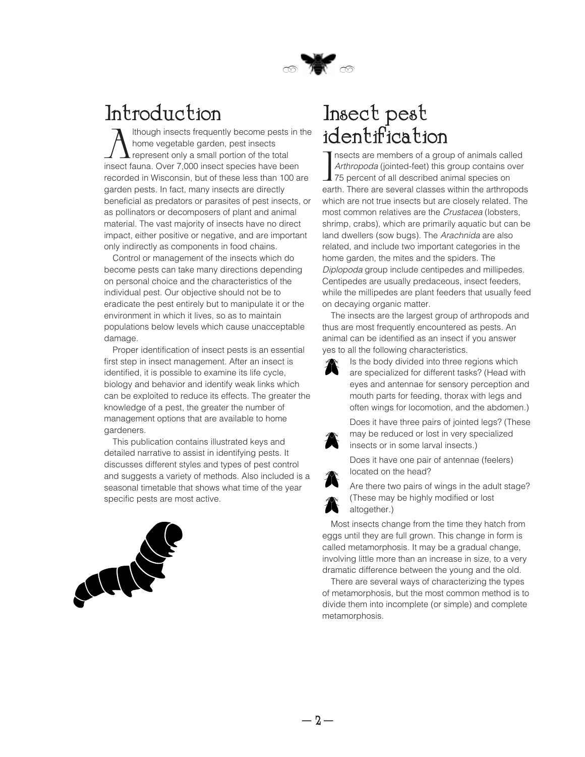## Introduction

Although insects frequently become pests in the home vegetable garden, pest insects represent only a small portion of the total insect fauna. Over 7,000 insect species have been recorded in Wisconsin, but of these less than 100 are garden pests. In fact, many insects are directly beneficial as predators or parasites of pest insects, or as pollinators or decomposers of plant and animal material. The vast majority of insects have no direct impact, either positive or negative, and are important only indirectly as components in food chains.

Control or management of the insects which do become pests can take many directions depending on personal choice and the characteristics of the individual pest. Our objective should not be to eradicate the pest entirely but to manipulate it or the environment in which it lives, so as to maintain populations below levels which cause unacceptable damage.

Proper identification of insect pests is an essential first step in insect management. After an insect is identified, it is possible to examine its life cycle, biology and behavior and identify weak links which can be exploited to reduce its effects. The greater the knowledge of a pest, the greater the number of management options that are available to home gardeners.

This publication contains illustrated keys and detailed narrative to assist in identifying pests. It discusses different styles and types of pest control and suggests a variety of methods. Also included is a seasonal timetable that shows what time of the year specific pests are most active.

## Insect pest identification

Insects are members of a group of animals called *Arthropoda* (jointed-feet) this group contains over 75 percent of all described animal species on earth. There are several classes within the arthropods which are not true insects but are closely related. The most common relatives are the *Crustacea* (lobsters, shrimp, crabs), which are primarily aquatic but can be land dwellers (sow bugs). The *Arachnida* are also related, and include two important categories in the home garden, the mites and the spiders. The *Diplopoda* group include centipedes and millipedes. Centipedes are usually predaceous, insect feeders, while the millipedes are plant feeders that usually feed on decaying organic matter.

The insects are the largest group of arthropods and thus are most frequently encountered as pests. An animal can be identified as an insect if you answer yes to all the following characteristics.

- Is the body divided into three regions which are specialized for different tasks? (Head with eyes and antennae for sensory perception and mouth parts for feeding, thorax with legs and often wings for locomotion, and the abdomen.)
- Does it have three pairs of jointed legs? (These may be reduced or lost in very specialized insects or in some larval insects.)
- Does it have one pair of antennae (feelers) located on the head?
- Are there two pairs of wings in the adult stage? (These may be highly modified or lost altogether.)

Most insects change from the time they hatch from eggs until they are full grown. This change in form is called metamorphosis. It may be a gradual change, involving little more than an increase in size, to a very dramatic difference between the young and the old.

There are several ways of characterizing the types of metamorphosis, but the most common method is to divide them into incomplete (or simple) and complete metamorphosis.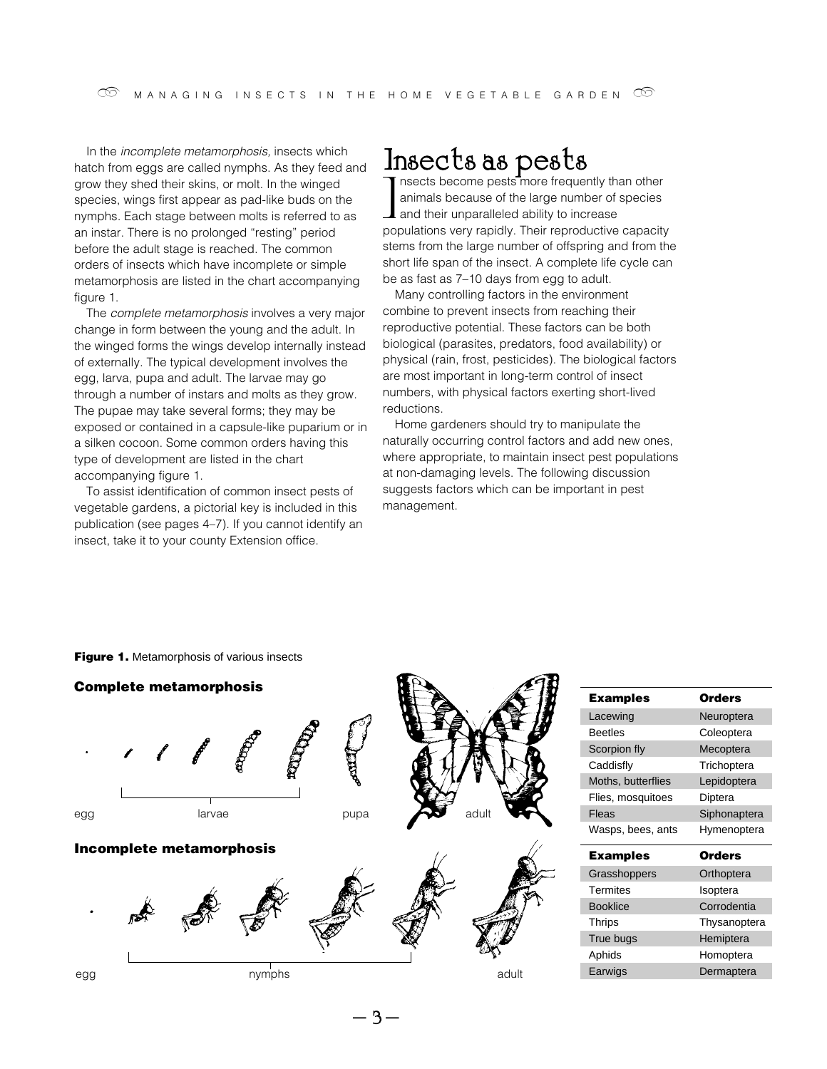In the *incomplete metamorphosis,* insects which hatch from eggs are called nymphs. As they feed and grow they shed their skins, or molt. In the winged species, wings first appear as pad-like buds on the nymphs. Each stage between molts is referred to as an instar. There is no prolonged "resting" period before the adult stage is reached. The common orders of insects which have incomplete or simple metamorphosis are listed in the chart accompanying figure 1.

The *complete metamorphosis* involves a very major change in form between the young and the adult. In the winged forms the wings develop internally instead of externally. The typical development involves the egg, larva, pupa and adult. The larvae may go through a number of instars and molts as they grow. The pupae may take several forms; they may be exposed or contained in a capsule-like puparium or in a silken cocoon. Some common orders having this type of development are listed in the chart accompanying figure 1.

To assist identification of common insect pests of vegetable gardens, a pictorial key is included in this publication (see pages 4–7). If you cannot identify an insect, take it to your county Extension office.

# Insects as pests

Insects become pests more frequently than other animals because of the large number of species and their unparalleled ability to increase populations very rapidly. Their reproductive capacity stems from the large number of offspring and from the short life span of the insect. A complete life cycle can be as fast as 7–10 days from egg to adult.

Many controlling factors in the environment combine to prevent insects from reaching their reproductive potential. These factors can be both biological (parasites, predators, food availability) or physical (rain, frost, pesticides). The biological factors are most important in long-term control of insect numbers, with physical factors exerting short-lived reductions.

Home gardeners should try to manipulate the naturally occurring control factors and add new ones, where appropriate, to maintain insect pest populations at non-damaging levels. The following discussion suggests factors which can be important in pest management.

**Figure 1.** Metamorphosis of various insects

**Complete metamorphosis**

egg — larvae — pupa — adult

| Examples | Orders |
|---|---|
| Lacewing | Neuroptera |
| Beetles | Coleoptera |
| Scorpion fly | Mecoptera |
| Caddisfly | Trichoptera |
| Moths, butterflies | Lepidoptera |
| Flies, mosquitoes | Diptera |
| Fleas | Siphonaptera |
| Wasps, bees, ants | Hymenoptera |

**Incomplete metamorphosis**

egg — nymphs — adult

| Examples | Orders |
|---|---|
| Grasshoppers | Orthoptera |
| Termites | Isoptera |
| Booklice | Corrodentia |
| Thrips | Thysanoptera |
| True bugs | Hemiptera |
| Aphids | Homoptera |
| Earwigs | Dermaptera |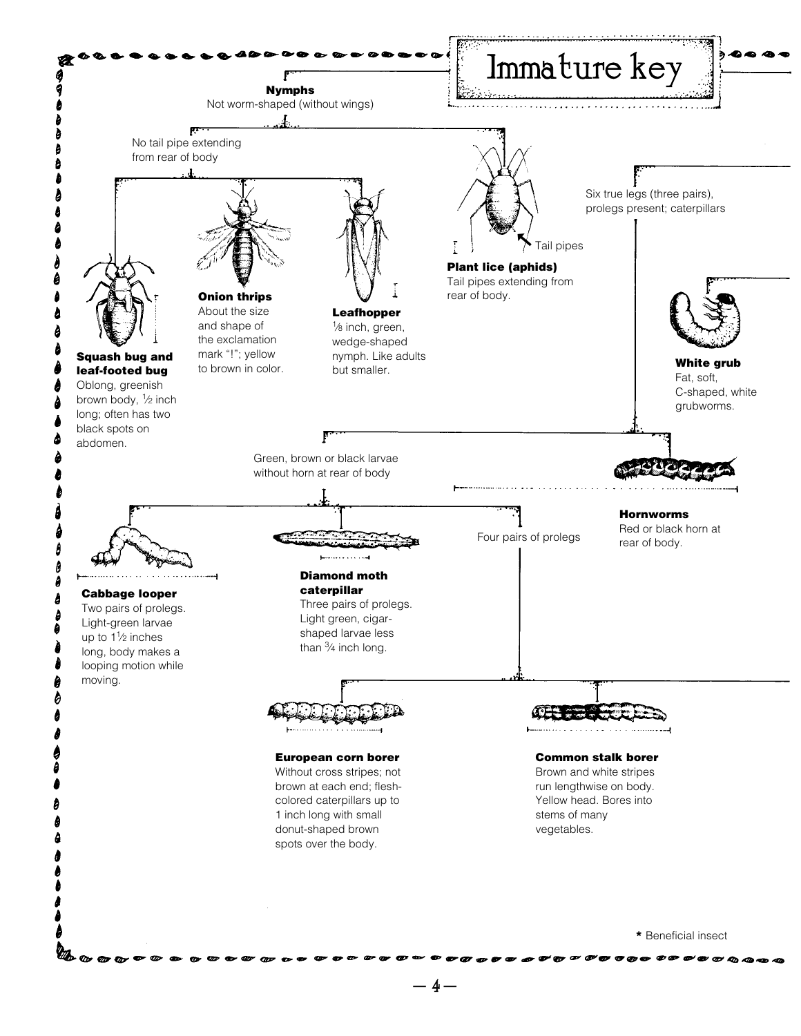# Immature key

**Nymphs**
Not worm-shaped (without wings)

No tail pipe extending from rear of body

**Squash bug and leaf-footed bug**
Oblong, greenish brown body, ½ inch long; often has two black spots on abdomen.

**Onion thrips**
About the size and shape of the exclamation mark "!"; yellow to brown in color.

**Leafhopper**
⅛ inch, green, wedge-shaped nymph. Like adults but smaller.

Tail pipes

**Plant lice (aphids)**
Tail pipes extending from rear of body.

Six true legs (three pairs), prolegs present; caterpillars

**White grub**
Fat, soft, C-shaped, white grubworms.

Green, brown or black larvae without horn at rear of body

**Hornworms**
Red or black horn at rear of body.

**Cabbage looper**
Two pairs of prolegs. Light-green larvae up to 1½ inches long, body makes a looping motion while moving.

**Diamond moth caterpillar**
Three pairs of prolegs. Light green, cigar-shaped larvae less than ¾ inch long.

Four pairs of prolegs

**European corn borer**
Without cross stripes; not brown at each end; flesh-colored caterpillars up to 1 inch long with small donut-shaped brown spots over the body.

**Common stalk borer**
Brown and white stripes run lengthwise on body. Yellow head. Bores into stems of many vegetables.

* Beneficial insect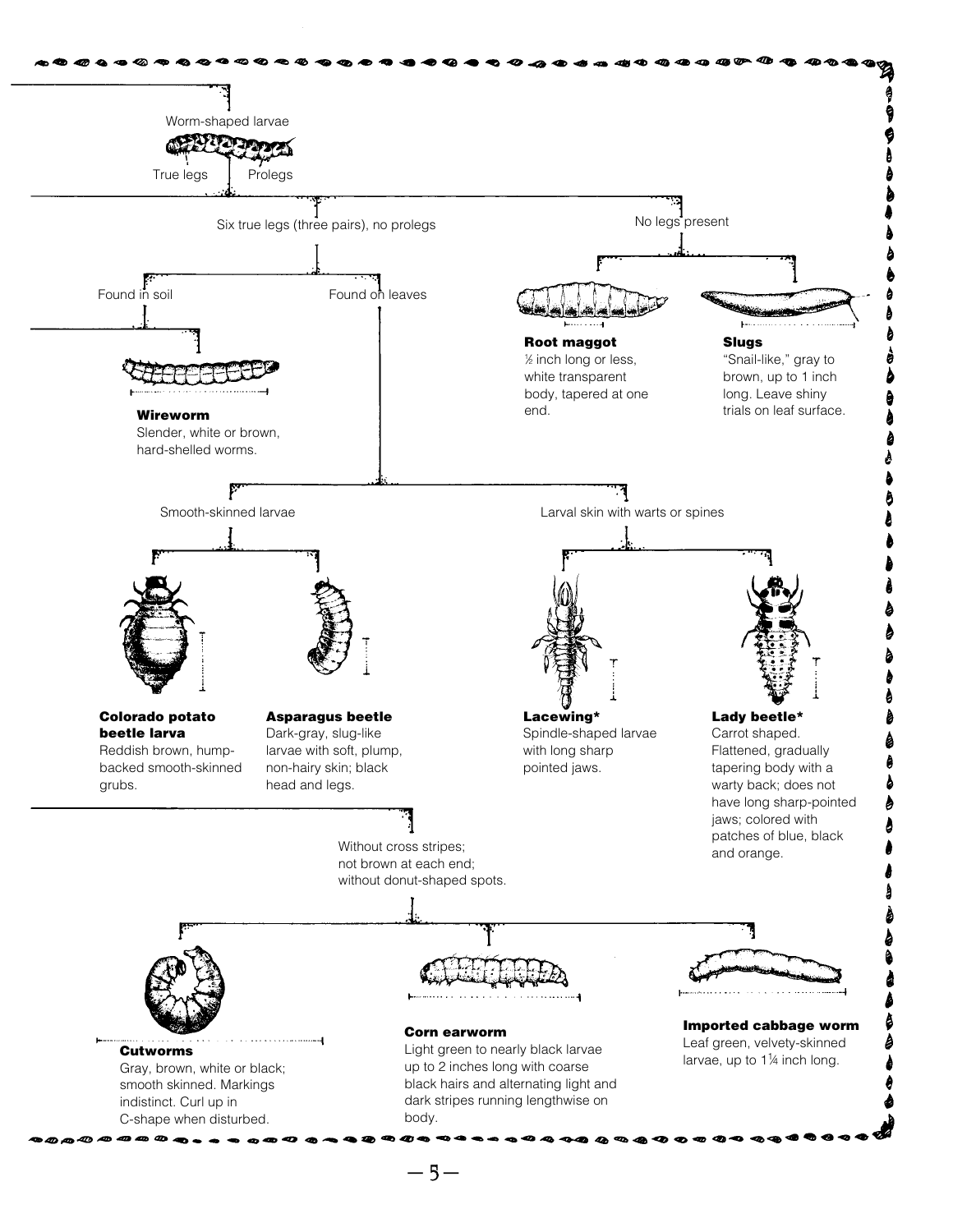Worm-shaped larvae

True legs | Prolegs

Six true legs (three pairs), no prolegs

No legs present

Found in soil

Found on leaves

**Root maggot**
½ inch long or less, white transparent body, tapered at one end.

**Slugs**
"Snail-like," gray to brown, up to 1 inch long. Leave shiny trials on leaf surface.

**Wireworm**
Slender, white or brown, hard-shelled worms.

Smooth-skinned larvae

Larval skin with warts or spines

**Colorado potato beetle larva**
Reddish brown, hump-backed smooth-skinned grubs.

**Asparagus beetle**
Dark-gray, slug-like larvae with soft, plump, non-hairy skin; black head and legs.

**Lacewing***
Spindle-shaped larvae with long sharp pointed jaws.

**Lady beetle***
Carrot shaped. Flattened, gradually tapering body with a warty back; does not have long sharp-pointed jaws; colored with patches of blue, black and orange.

Without cross stripes; not brown at each end; without donut-shaped spots.

**Cutworms**
Gray, brown, white or black; smooth skinned. Markings indistinct. Curl up in C-shape when disturbed.

**Corn earworm**
Light green to nearly black larvae up to 2 inches long with coarse black hairs and alternating light and dark stripes running lengthwise on body.

**Imported cabbage worm**
Leaf green, velvety-skinned larvae, up to 1¼ inch long.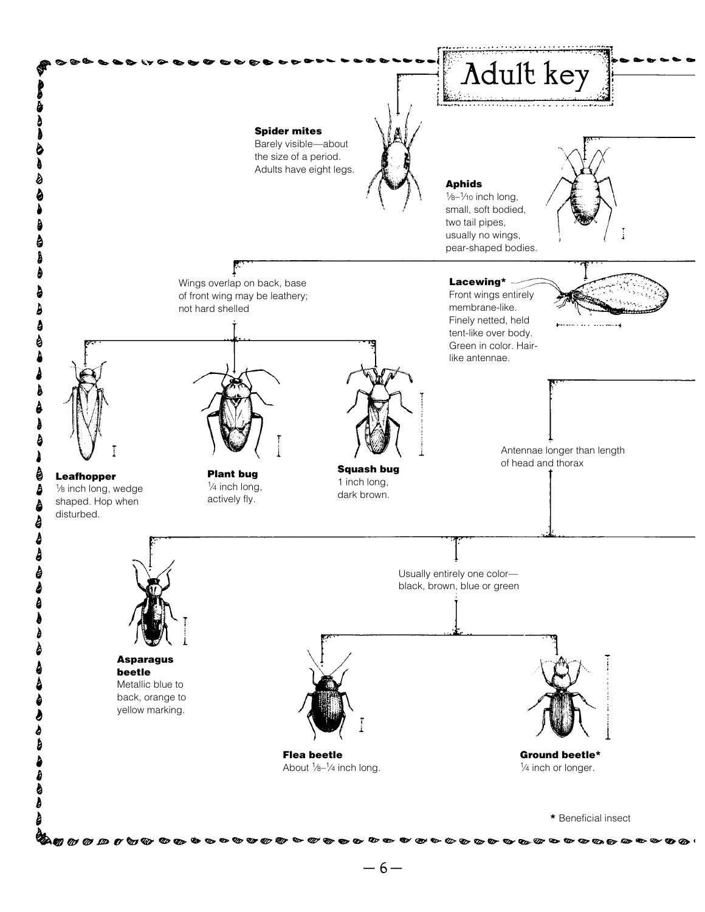# Adult key

**Spider mites**
Barely visible—about the size of a period. Adults have eight legs.

**Aphids**
⅛–¹⁄₁₀ inch long, small, soft bodied, two tail pipes, usually no wings, pear-shaped bodies.

Wings overlap on back, base of front wing may be leathery; not hard shelled

**Lacewing***
Front wings entirely membrane-like. Finely netted, held tent-like over body. Green in color. Hair-like antennae.

**Leafhopper**
⅛ inch long, wedge shaped. Hop when disturbed.

**Plant bug**
¼ inch long, actively fly.

**Squash bug**
1 inch long, dark brown.

Antennae longer than length of head and thorax

**Asparagus beetle**
Metallic blue to back, orange to yellow marking.

Usually entirely one color—black, brown, blue or green

**Flea beetle**
About ⅛–¼ inch long.

**Ground beetle***
¼ inch or longer.

* Beneficial insect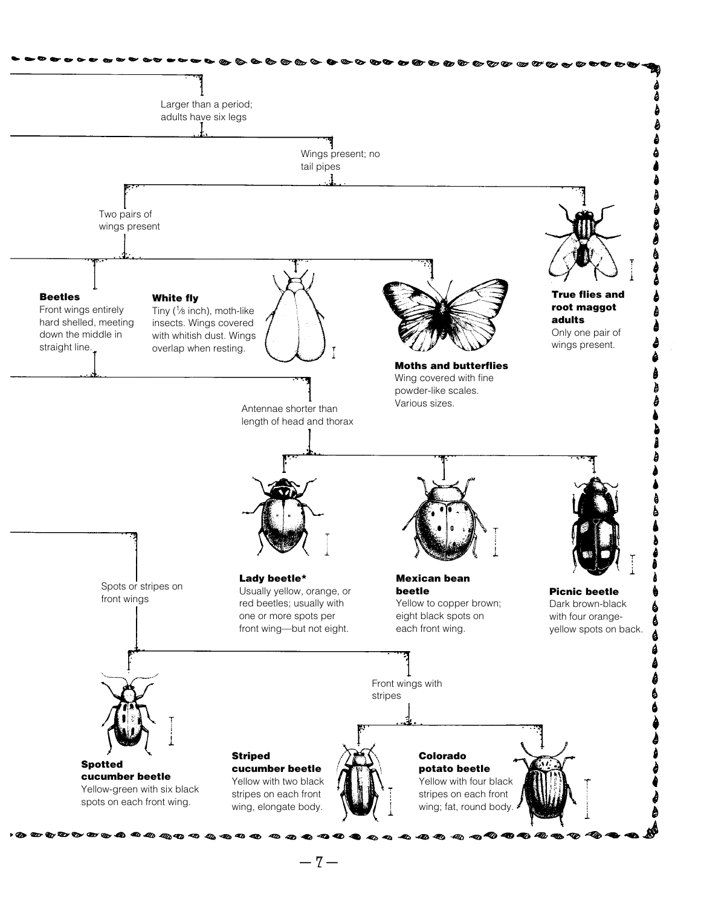Larger than a period; adults have six legs

Wings present; no tail pipes

Two pairs of wings present

**Beetles**
Front wings entirely hard shelled, meeting down the middle in straight line.

**White fly**
Tiny (⅛ inch), moth-like insects. Wings covered with whitish dust. Wings overlap when resting.

**Moths and butterflies**
Wing covered with fine powder-like scales. Various sizes.

**True flies and root maggot adults**
Only one pair of wings present.

Antennae shorter than length of head and thorax

**Lady beetle***
Usually yellow, orange, or red beetles; usually with one or more spots per front wing—but not eight.

**Mexican bean beetle**
Yellow to copper brown; eight black spots on each front wing.

**Picnic beetle**
Dark brown-black with four orange-yellow spots on back.

Spots or stripes on front wings

**Spotted cucumber beetle**
Yellow-green with six black spots on each front wing.

Front wings with stripes

**Striped cucumber beetle**
Yellow with two black stripes on each front wing, elongate body.

**Colorado potato beetle**
Yellow with four black stripes on each front wing; fat, round body.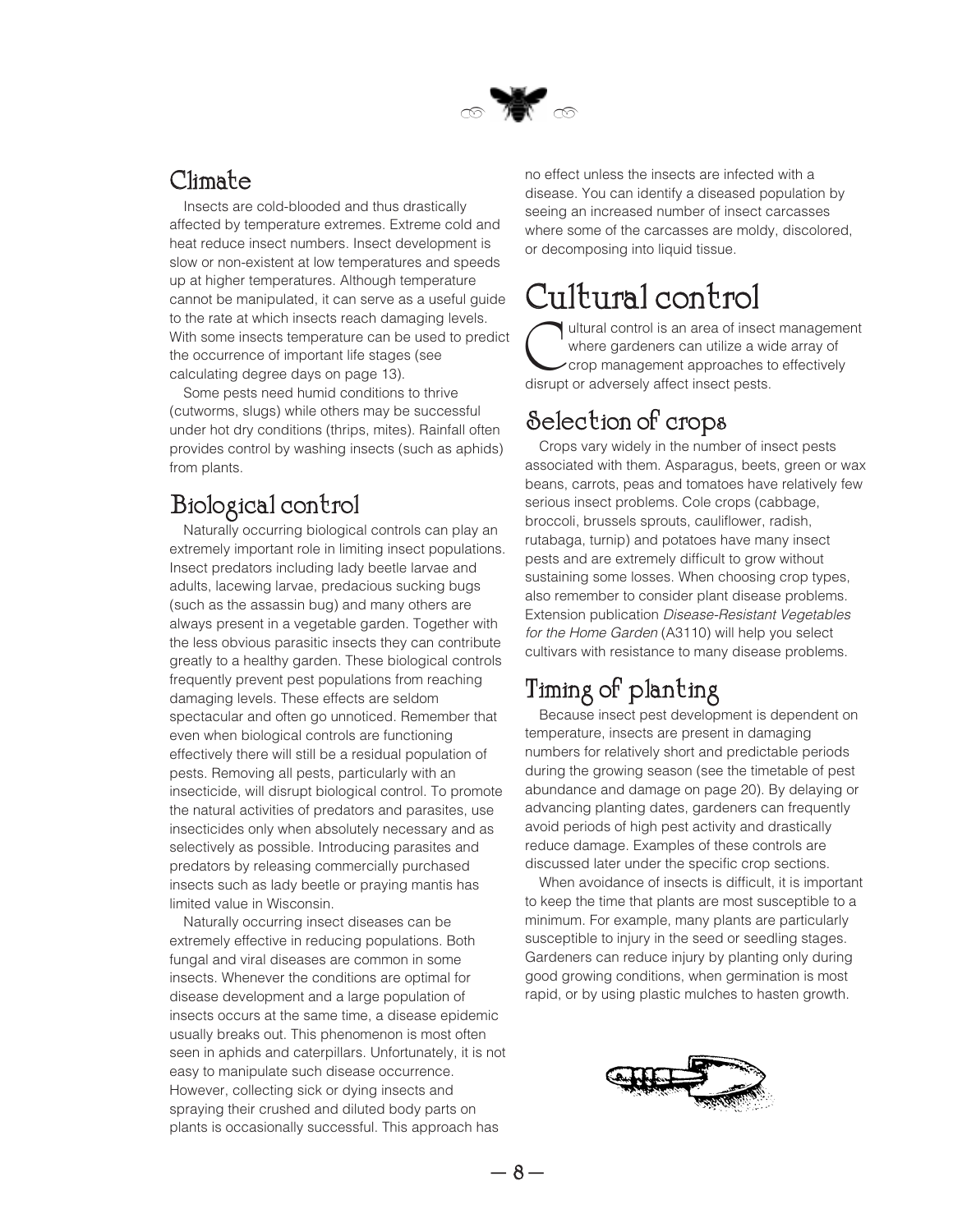## Climate

Insects are cold-blooded and thus drastically affected by temperature extremes. Extreme cold and heat reduce insect numbers. Insect development is slow or non-existent at low temperatures and speeds up at higher temperatures. Although temperature cannot be manipulated, it can serve as a useful guide to the rate at which insects reach damaging levels. With some insects temperature can be used to predict the occurrence of important life stages (see calculating degree days on page 13).

Some pests need humid conditions to thrive (cutworms, slugs) while others may be successful under hot dry conditions (thrips, mites). Rainfall often provides control by washing insects (such as aphids) from plants.

## Biological control

Naturally occurring biological controls can play an extremely important role in limiting insect populations. Insect predators including lady beetle larvae and adults, lacewing larvae, predacious sucking bugs (such as the assassin bug) and many others are always present in a vegetable garden. Together with the less obvious parasitic insects they can contribute greatly to a healthy garden. These biological controls frequently prevent pest populations from reaching damaging levels. These effects are seldom spectacular and often go unnoticed. Remember that even when biological controls are functioning effectively there will still be a residual population of pests. Removing all pests, particularly with an insecticide, will disrupt biological control. To promote the natural activities of predators and parasites, use insecticides only when absolutely necessary and as selectively as possible. Introducing parasites and predators by releasing commercially purchased insects such as lady beetle or praying mantis has limited value in Wisconsin.

Naturally occurring insect diseases can be extremely effective in reducing populations. Both fungal and viral diseases are common in some insects. Whenever the conditions are optimal for disease development and a large population of insects occurs at the same time, a disease epidemic usually breaks out. This phenomenon is most often seen in aphids and caterpillars. Unfortunately, it is not easy to manipulate such disease occurrence. However, collecting sick or dying insects and spraying their crushed and diluted body parts on plants is occasionally successful. This approach has no effect unless the insects are infected with a disease. You can identify a diseased population by seeing an increased number of insect carcasses where some of the carcasses are moldy, discolored, or decomposing into liquid tissue.

# Cultural control

Cultural control is an area of insect management where gardeners can utilize a wide array of crop management approaches to effectively disrupt or adversely affect insect pests.

## Selection of crops

Crops vary widely in the number of insect pests associated with them. Asparagus, beets, green or wax beans, carrots, peas and tomatoes have relatively few serious insect problems. Cole crops (cabbage, broccoli, brussels sprouts, cauliflower, radish, rutabaga, turnip) and potatoes have many insect pests and are extremely difficult to grow without sustaining some losses. When choosing crop types, also remember to consider plant disease problems. Extension publication *Disease-Resistant Vegetables for the Home Garden* (A3110) will help you select cultivars with resistance to many disease problems.

## Timing of planting

Because insect pest development is dependent on temperature, insects are present in damaging numbers for relatively short and predictable periods during the growing season (see the timetable of pest abundance and damage on page 20). By delaying or advancing planting dates, gardeners can frequently avoid periods of high pest activity and drastically reduce damage. Examples of these controls are discussed later under the specific crop sections.

When avoidance of insects is difficult, it is important to keep the time that plants are most susceptible to a minimum. For example, many plants are particularly susceptible to injury in the seed or seedling stages. Gardeners can reduce injury by planting only during good growing conditions, when germination is most rapid, or by using plastic mulches to hasten growth.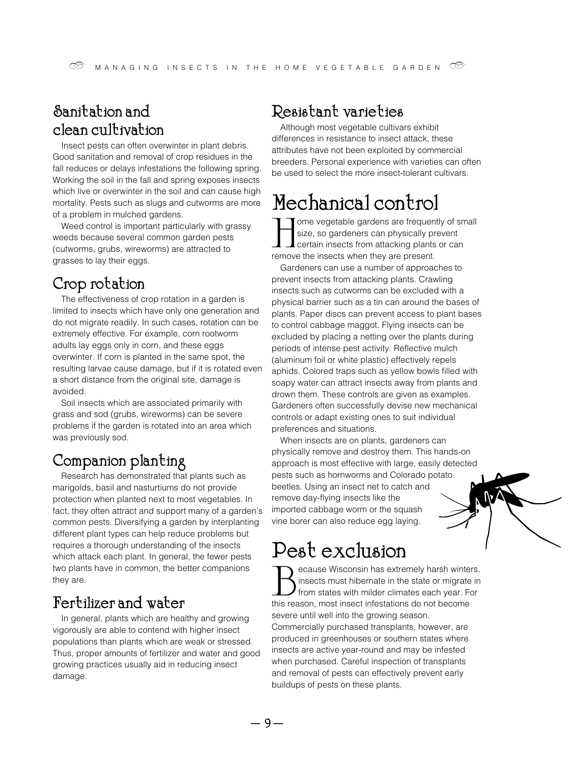## Sanitation and clean cultivation

Insect pests can often overwinter in plant debris. Good sanitation and removal of crop residues in the fall reduces or delays infestations the following spring. Working the soil in the fall and spring exposes insects which live or overwinter in the soil and can cause high mortality. Pests such as slugs and cutworms are more of a problem in mulched gardens.

Weed control is important particularly with grassy weeds because several common garden pests (cutworms, grubs, wireworms) are attracted to grasses to lay their eggs.

## Crop rotation

The effectiveness of crop rotation in a garden is limited to insects which have only one generation and do not migrate readily. In such cases, rotation can be extremely effective. For example, corn rootworm adults lay eggs only in corn, and these eggs overwinter. If corn is planted in the same spot, the resulting larvae cause damage, but if it is rotated even a short distance from the original site, damage is avoided.

Soil insects which are associated primarily with grass and sod (grubs, wireworms) can be severe problems if the garden is rotated into an area which was previously sod.

## Companion planting

Research has demonstrated that plants such as marigolds, basil and nasturtiums do not provide protection when planted next to most vegetables. In fact, they often attract and support many of a garden's common pests. Diversifying a garden by interplanting different plant types can help reduce problems but requires a thorough understanding of the insects which attack each plant. In general, the fewer pests two plants have in common, the better companions they are.

## Fertilizer and water

In general, plants which are healthy and growing vigorously are able to contend with higher insect populations than plants which are weak or stressed. Thus, proper amounts of fertilizer and water and good growing practices usually aid in reducing insect damage.

## Resistant varieties

Although most vegetable cultivars exhibit differences in resistance to insect attack, these attributes have not been exploited by commercial breeders. Personal experience with varieties can often be used to select the more insect-tolerant cultivars.

# Mechanical control

Home vegetable gardens are frequently of small size, so gardeners can physically prevent certain insects from attacking plants or can remove the insects when they are present.

Gardeners can use a number of approaches to prevent insects from attacking plants. Crawling insects such as cutworms can be excluded with a physical barrier such as a tin can around the bases of plants. Paper discs can prevent access to plant bases to control cabbage maggot. Flying insects can be excluded by placing a netting over the plants during periods of intense pest activity. Reflective mulch (aluminum foil or white plastic) effectively repels aphids. Colored traps such as yellow bowls filled with soapy water can attract insects away from plants and drown them. These controls are given as examples. Gardeners often successfully devise new mechanical controls or adapt existing ones to suit individual preferences and situations.

When insects are on plants, gardeners can physically remove and destroy them. This hands-on approach is most effective with large, easily detected pests such as hornworms and Colorado potato beetles. Using an insect net to catch and remove day-flying insects like the imported cabbage worm or the squash vine borer can also reduce egg laying.

# Pest exclusion

Because Wisconsin has extremely harsh winters, insects must hibernate in the state or migrate in from states with milder climates each year. For this reason, most insect infestations do not become severe until well into the growing season. Commercially purchased transplants, however, are produced in greenhouses or southern states where insects are active year-round and may be infested when purchased. Careful inspection of transplants and removal of pests can effectively prevent early buildups of pests on these plants.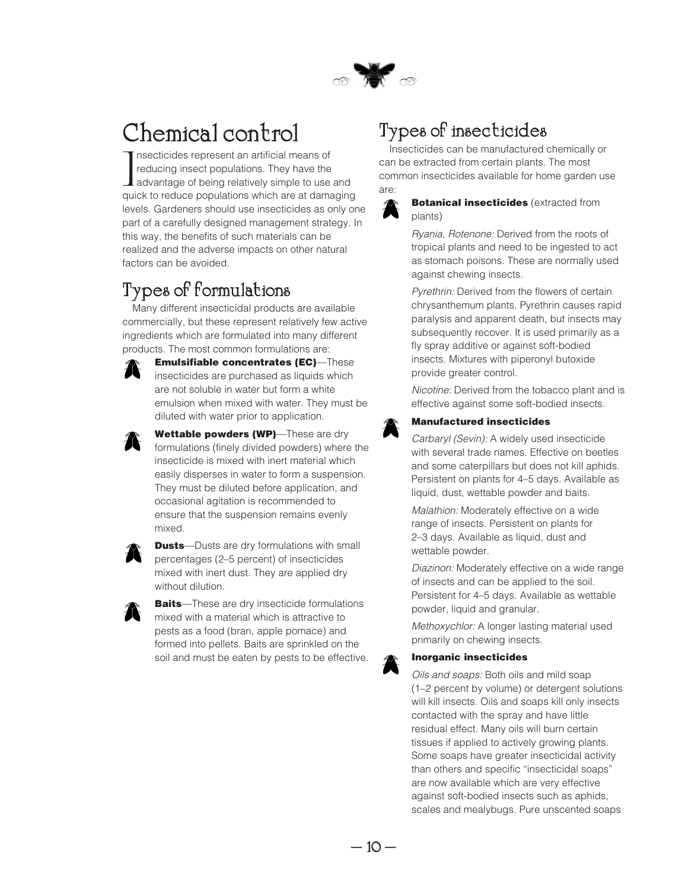# Chemical control

Insecticides represent an artificial means of reducing insect populations. They have the advantage of being relatively simple to use and quick to reduce populations which are at damaging levels. Gardeners should use insecticides as only one part of a carefully designed management strategy. In this way, the benefits of such materials can be realized and the adverse impacts on other natural factors can be avoided.

## Types of formulations

Many different insecticidal products are available commercially, but these represent relatively few active ingredients which are formulated into many different products. The most common formulations are:

- **Emulsifiable concentrates (EC)**—These insecticides are purchased as liquids which are not soluble in water but form a white emulsion when mixed with water. They must be diluted with water prior to application.
- **Wettable powders (WP)**—These are dry formulations (finely divided powders) where the insecticide is mixed with inert material which easily disperses in water to form a suspension. They must be diluted before application, and occasional agitation is recommended to ensure that the suspension remains evenly mixed.
- **Dusts**—Dusts are dry formulations with small percentages (2–5 percent) of insecticides mixed with inert dust. They are applied dry without dilution.
- **Baits**—These are dry insecticide formulations mixed with a material which is attractive to pests as a food (bran, apple pomace) and formed into pellets. Baits are sprinkled on the soil and must be eaten by pests to be effective.

## Types of insecticides

Insecticides can be manufactured chemically or can be extracted from certain plants. The most common insecticides available for home garden use are:

- **Botanical insecticides** (extracted from plants)

  *Ryania, Rotenone:* Derived from the roots of tropical plants and need to be ingested to act as stomach poisons. These are normally used against chewing insects.

  *Pyrethrin:* Derived from the flowers of certain chrysanthemum plants. Pyrethrin causes rapid paralysis and apparent death, but insects may subsequently recover. It is used primarily as a fly spray additive or against soft-bodied insects. Mixtures with piperonyl butoxide provide greater control.

  *Nicotine:* Derived from the tobacco plant and is effective against some soft-bodied insects.

- **Manufactured insecticides**

  *Carbaryl (Sevin):* A widely used insecticide with several trade names. Effective on beetles and some caterpillars but does not kill aphids. Persistent on plants for 4–5 days. Available as liquid, dust, wettable powder and baits.

  *Malathion:* Moderately effective on a wide range of insects. Persistent on plants for 2–3 days. Available as liquid, dust and wettable powder.

  *Diazinon:* Moderately effective on a wide range of insects and can be applied to the soil. Persistent for 4–5 days. Available as wettable powder, liquid and granular.

  *Methoxychlor:* A longer lasting material used primarily on chewing insects.

- **Inorganic insecticides**

  *Oils and soaps:* Both oils and mild soap (1–2 percent by volume) or detergent solutions will kill insects. Oils and soaps kill only insects contacted with the spray and have little residual effect. Many oils will burn certain tissues if applied to actively growing plants. Some soaps have greater insecticidal activity than others and specific "insecticidal soaps" are now available which are very effective against soft-bodied insects such as aphids, scales and mealybugs. Pure unscented soaps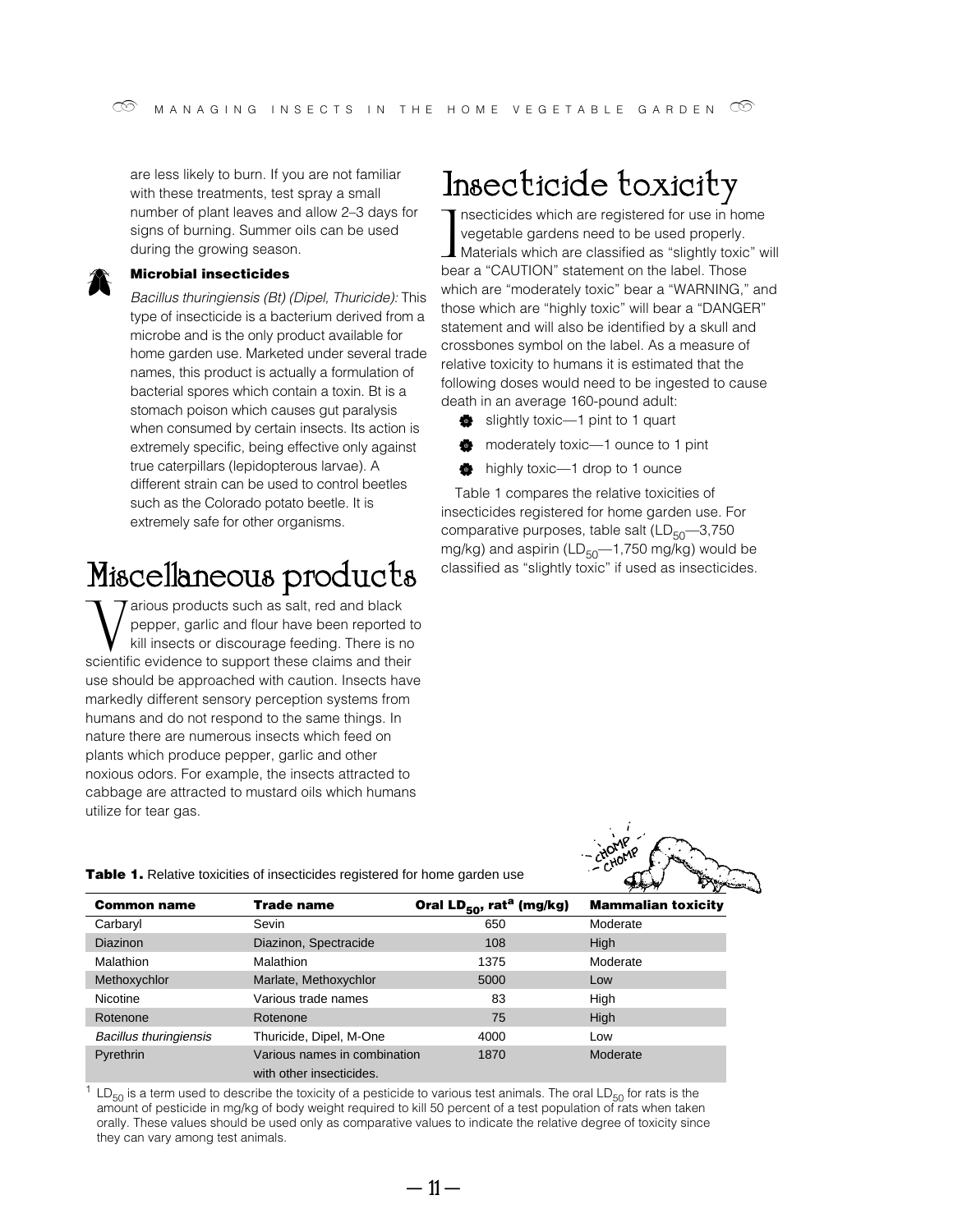are less likely to burn. If you are not familiar with these treatments, test spray a small number of plant leaves and allow 2–3 days for signs of burning. Summer oils can be used during the growing season.

### Microbial insecticides

*Bacillus thuringiensis (Bt) (Dipel, Thuricide):* This type of insecticide is a bacterium derived from a microbe and is the only product available for home garden use. Marketed under several trade names, this product is actually a formulation of bacterial spores which contain a toxin. Bt is a stomach poison which causes gut paralysis when consumed by certain insects. Its action is extremely specific, being effective only against true caterpillars (lepidopterous larvae). A different strain can be used to control beetles such as the Colorado potato beetle. It is extremely safe for other organisms.

## Miscellaneous products

Various products such as salt, red and black pepper, garlic and flour have been reported to kill insects or discourage feeding. There is no scientific evidence to support these claims and their use should be approached with caution. Insects have markedly different sensory perception systems from humans and do not respond to the same things. In nature there are numerous insects which feed on plants which produce pepper, garlic and other noxious odors. For example, the insects attracted to cabbage are attracted to mustard oils which humans utilize for tear gas.

## Insecticide toxicity

Insecticides which are registered for use in home vegetable gardens need to be used properly. Materials which are classified as "slightly toxic" will bear a "CAUTION" statement on the label. Those which are "moderately toxic" bear a "WARNING," and those which are "highly toxic" will bear a "DANGER" statement and will also be identified by a skull and crossbones symbol on the label. As a measure of relative toxicity to humans it is estimated that the following doses would need to be ingested to cause death in an average 160-pound adult:

- slightly toxic—1 pint to 1 quart
- moderately toxic—1 ounce to 1 pint
- highly toxic—1 drop to 1 ounce

Table 1 compares the relative toxicities of insecticides registered for home garden use. For comparative purposes, table salt ($LD_{50}$—3,750 mg/kg) and aspirin ($LD_{50}$—1,750 mg/kg) would be classified as "slightly toxic" if used as insecticides.

**Table 1.** Relative toxicities of insecticides registered for home garden use

| Common name | Trade name | Oral $LD_{50}$, rat[a] (mg/kg) | Mammalian toxicity |
|---|---|---|---|
| Carbaryl | Sevin | 650 | Moderate |
| Diazinon | Diazinon, Spectracide | 108 | High |
| Malathion | Malathion | 1375 | Moderate |
| Methoxychlor | Marlate, Methoxychlor | 5000 | Low |
| Nicotine | Various trade names | 83 | High |
| Rotenone | Rotenone | 75 | High |
| *Bacillus thuringiensis* | Thuricide, Dipel, M-One | 4000 | Low |
| Pyrethrin | Various names in combination with other insecticides. | 1870 | Moderate |

[1] $LD_{50}$ is a term used to describe the toxicity of a pesticide to various test animals. The oral $LD_{50}$ for rats is the amount of pesticide in mg/kg of body weight required to kill 50 percent of a test population of rats when taken orally. These values should be used only as comparative values to indicate the relative degree of toxicity since they can vary among test animals.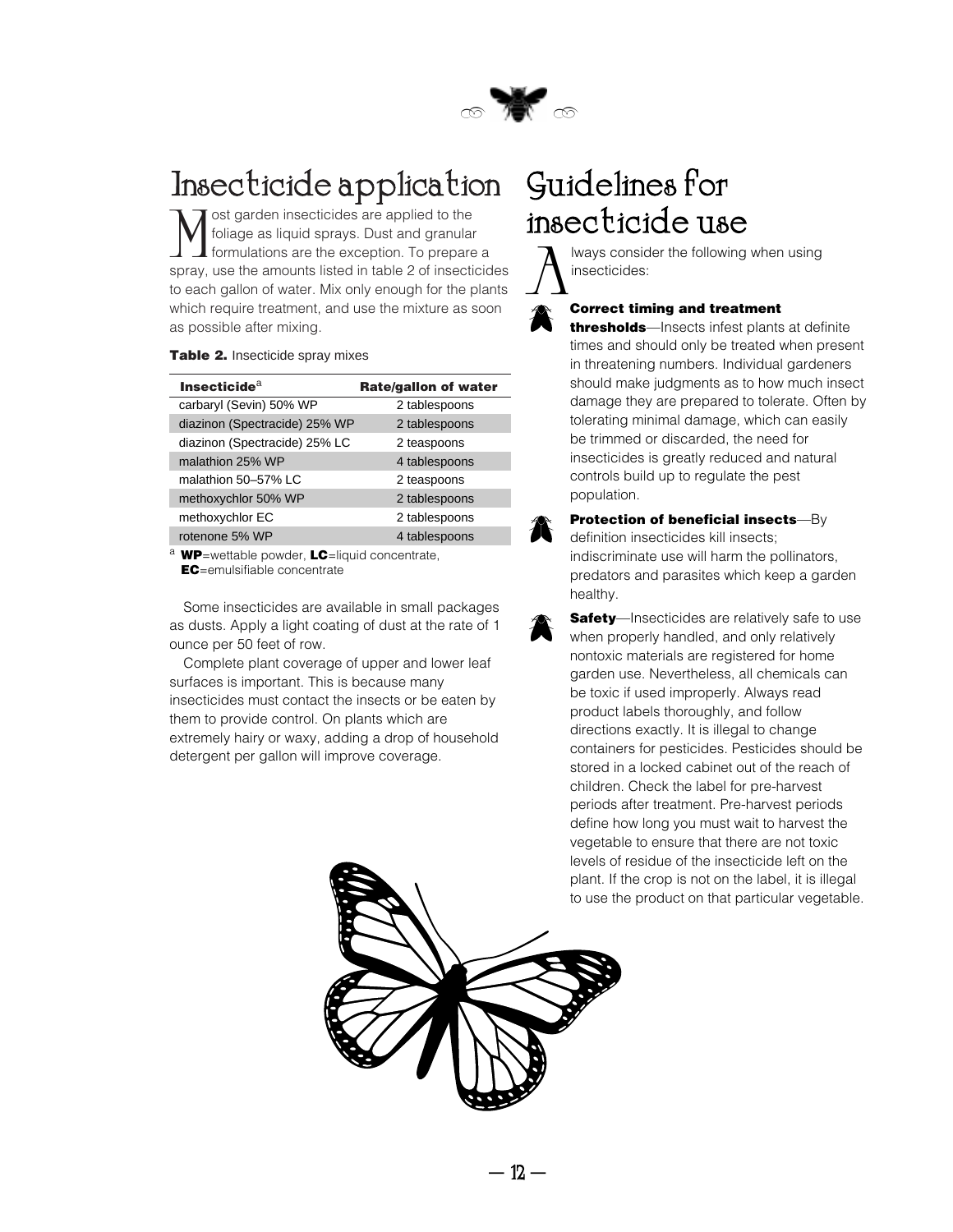# Insecticide application

Most garden insecticides are applied to the foliage as liquid sprays. Dust and granular formulations are the exception. To prepare a spray, use the amounts listed in table 2 of insecticides to each gallon of water. Mix only enough for the plants which require treatment, and use the mixture as soon as possible after mixing.

**Table 2.** Insecticide spray mixes

| **Insecticide**[a] | **Rate/gallon of water** |
| --- | --- |
| carbaryl (Sevin) 50% WP | 2 tablespoons |
| diazinon (Spectracide) 25% WP | 2 tablespoons |
| diazinon (Spectracide) 25% LC | 2 teaspoons |
| malathion 25% WP | 4 tablespoons |
| malathion 50–57% LC | 2 teaspoons |
| methoxychlor 50% WP | 2 tablespoons |
| methoxychlor EC | 2 tablespoons |
| rotenone 5% WP | 4 tablespoons |

[a] **WP**=wettable powder, **LC**=liquid concentrate, **EC**=emulsifiable concentrate

Some insecticides are available in small packages as dusts. Apply a light coating of dust at the rate of 1 ounce per 50 feet of row.

Complete plant coverage of upper and lower leaf surfaces is important. This is because many insecticides must contact the insects or be eaten by them to provide control. On plants which are extremely hairy or waxy, adding a drop of household detergent per gallon will improve coverage.

# Guidelines for insecticide use

Always consider the following when using insecticides:

- **Correct timing and treatment thresholds**—Insects infest plants at definite times and should only be treated when present in threatening numbers. Individual gardeners should make judgments as to how much insect damage they are prepared to tolerate. Often by tolerating minimal damage, which can easily be trimmed or discarded, the need for insecticides is greatly reduced and natural controls build up to regulate the pest population.
- **Protection of beneficial insects**—By definition insecticides kill insects; indiscriminate use will harm the pollinators, predators and parasites which keep a garden healthy.
- **Safety**—Insecticides are relatively safe to use when properly handled, and only relatively nontoxic materials are registered for home garden use. Nevertheless, all chemicals can be toxic if used improperly. Always read product labels thoroughly, and follow directions exactly. It is illegal to change containers for pesticides. Pesticides should be stored in a locked cabinet out of the reach of children. Check the label for pre-harvest periods after treatment. Pre-harvest periods define how long you must wait to harvest the vegetable to ensure that there are not toxic levels of residue of the insecticide left on the plant. If the crop is not on the label, it is illegal to use the product on that particular vegetable.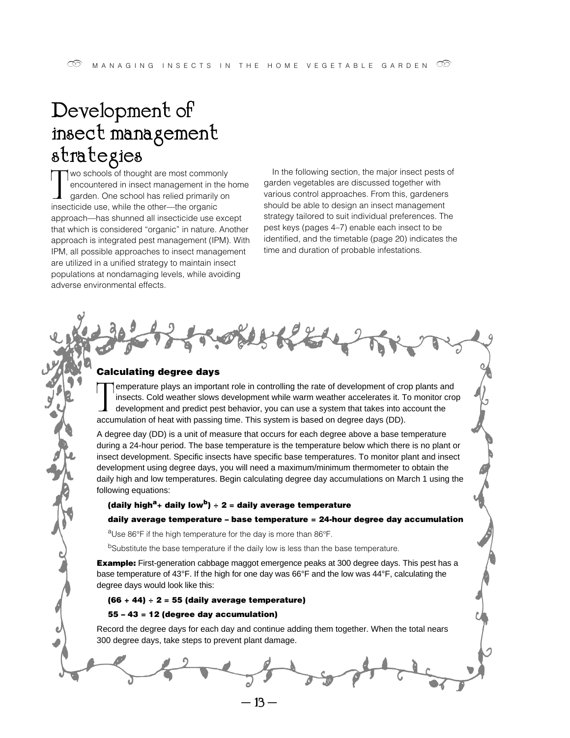# Development of insect management strategies

Two schools of thought are most commonly encountered in insect management in the home garden. One school has relied primarily on insecticide use, while the other—the organic approach—has shunned all insecticide use except that which is considered "organic" in nature. Another approach is integrated pest management (IPM). With IPM, all possible approaches to insect management are utilized in a unified strategy to maintain insect populations at nondamaging levels, while avoiding adverse environmental effects.

In the following section, the major insect pests of garden vegetables are discussed together with various control approaches. From this, gardeners should be able to design an insect management strategy tailored to suit individual preferences. The pest keys (pages 4–7) enable each insect to be identified, and the timetable (page 20) indicates the time and duration of probable infestations.

### Calculating degree days

Temperature plays an important role in controlling the rate of development of crop plants and insects. Cold weather slows development while warm weather accelerates it. To monitor crop development and predict pest behavior, you can use a system that takes into account the accumulation of heat with passing time. This system is based on degree days (DD).

A degree day (DD) is a unit of measure that occurs for each degree above a base temperature during a 24-hour period. The base temperature is the temperature below which there is no plant or insect development. Specific insects have specific base temperatures. To monitor plant and insect development using degree days, you will need a maximum/minimum thermometer to obtain the daily high and low temperatures. Begin calculating degree day accumulations on March 1 using the following equations:

**(daily high[a] + daily low[b]) ÷ 2 = daily average temperature**

**daily average temperature – base temperature = 24-hour degree day accumulation**

[a]Use 86°F if the high temperature for the day is more than 86°F.

[b]Substitute the base temperature if the daily low is less than the base temperature.

**Example:** First-generation cabbage maggot emergence peaks at 300 degree days. This pest has a base temperature of 43°F. If the high for one day was 66°F and the low was 44°F, calculating the degree days would look like this:

**(66 + 44) ÷ 2 = 55 (daily average temperature)**

**55 – 43 = 12 (degree day accumulation)**

Record the degree days for each day and continue adding them together. When the total nears 300 degree days, take steps to prevent plant damage.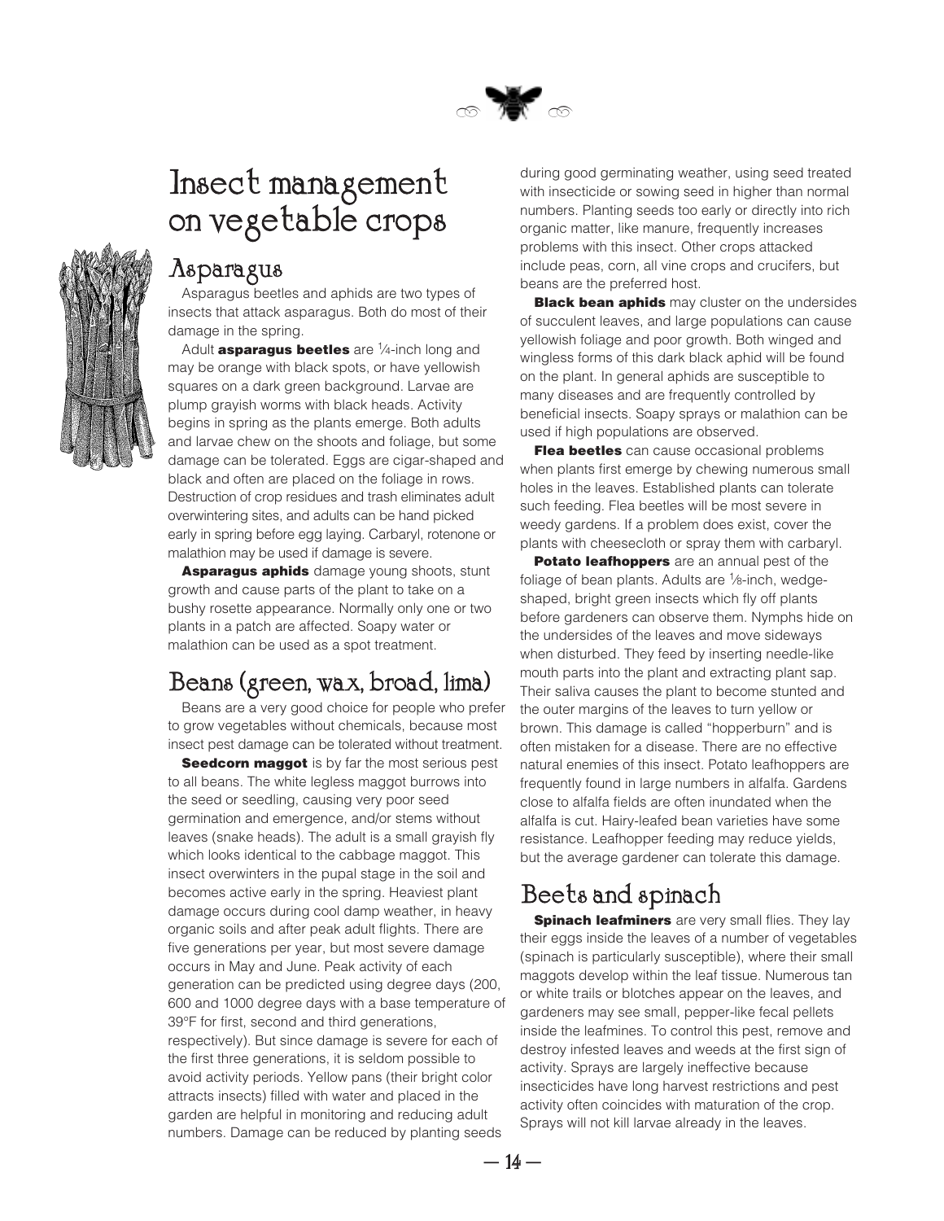# Insect management on vegetable crops

## Asparagus

Asparagus beetles and aphids are two types of insects that attack asparagus. Both do most of their damage in the spring.

Adult **asparagus beetles** are ¼-inch long and may be orange with black spots, or have yellowish squares on a dark green background. Larvae are plump grayish worms with black heads. Activity begins in spring as the plants emerge. Both adults and larvae chew on the shoots and foliage, but some damage can be tolerated. Eggs are cigar-shaped and black and often are placed on the foliage in rows. Destruction of crop residues and trash eliminates adult overwintering sites, and adults can be hand picked early in spring before egg laying. Carbaryl, rotenone or malathion may be used if damage is severe.

**Asparagus aphids** damage young shoots, stunt growth and cause parts of the plant to take on a bushy rosette appearance. Normally only one or two plants in a patch are affected. Soapy water or malathion can be used as a spot treatment.

## Beans (green, wax, broad, lima)

Beans are a very good choice for people who prefer to grow vegetables without chemicals, because most insect pest damage can be tolerated without treatment.

**Seedcorn maggot** is by far the most serious pest to all beans. The white legless maggot burrows into the seed or seedling, causing very poor seed germination and emergence, and/or stems without leaves (snake heads). The adult is a small grayish fly which looks identical to the cabbage maggot. This insect overwinters in the pupal stage in the soil and becomes active early in the spring. Heaviest plant damage occurs during cool damp weather, in heavy organic soils and after peak adult flights. There are five generations per year, but most severe damage occurs in May and June. Peak activity of each generation can be predicted using degree days (200, 600 and 1000 degree days with a base temperature of 39°F for first, second and third generations, respectively). But since damage is severe for each of the first three generations, it is seldom possible to avoid activity periods. Yellow pans (their bright color attracts insects) filled with water and placed in the garden are helpful in monitoring and reducing adult numbers. Damage can be reduced by planting seeds during good germinating weather, using seed treated with insecticide or sowing seed in higher than normal numbers. Planting seeds too early or directly into rich organic matter, like manure, frequently increases problems with this insect. Other crops attacked include peas, corn, all vine crops and crucifers, but beans are the preferred host.

**Black bean aphids** may cluster on the undersides of succulent leaves, and large populations can cause yellowish foliage and poor growth. Both winged and wingless forms of this dark black aphid will be found on the plant. In general aphids are susceptible to many diseases and are frequently controlled by beneficial insects. Soapy sprays or malathion can be used if high populations are observed.

**Flea beetles** can cause occasional problems when plants first emerge by chewing numerous small holes in the leaves. Established plants can tolerate such feeding. Flea beetles will be most severe in weedy gardens. If a problem does exist, cover the plants with cheesecloth or spray them with carbaryl.

**Potato leafhoppers** are an annual pest of the foliage of bean plants. Adults are ⅛-inch, wedge-shaped, bright green insects which fly off plants before gardeners can observe them. Nymphs hide on the undersides of the leaves and move sideways when disturbed. They feed by inserting needle-like mouth parts into the plant and extracting plant sap. Their saliva causes the plant to become stunted and the outer margins of the leaves to turn yellow or brown. This damage is called "hopperburn" and is often mistaken for a disease. There are no effective natural enemies of this insect. Potato leafhoppers are frequently found in large numbers in alfalfa. Gardens close to alfalfa fields are often inundated when the alfalfa is cut. Hairy-leafed bean varieties have some resistance. Leafhopper feeding may reduce yields, but the average gardener can tolerate this damage.

## Beets and spinach

**Spinach leafminers** are very small flies. They lay their eggs inside the leaves of a number of vegetables (spinach is particularly susceptible), where their small maggots develop within the leaf tissue. Numerous tan or white trails or blotches appear on the leaves, and gardeners may see small, pepper-like fecal pellets inside the leafmines. To control this pest, remove and destroy infested leaves and weeds at the first sign of activity. Sprays are largely ineffective because insecticides have long harvest restrictions and pest activity often coincides with maturation of the crop. Sprays will not kill larvae already in the leaves.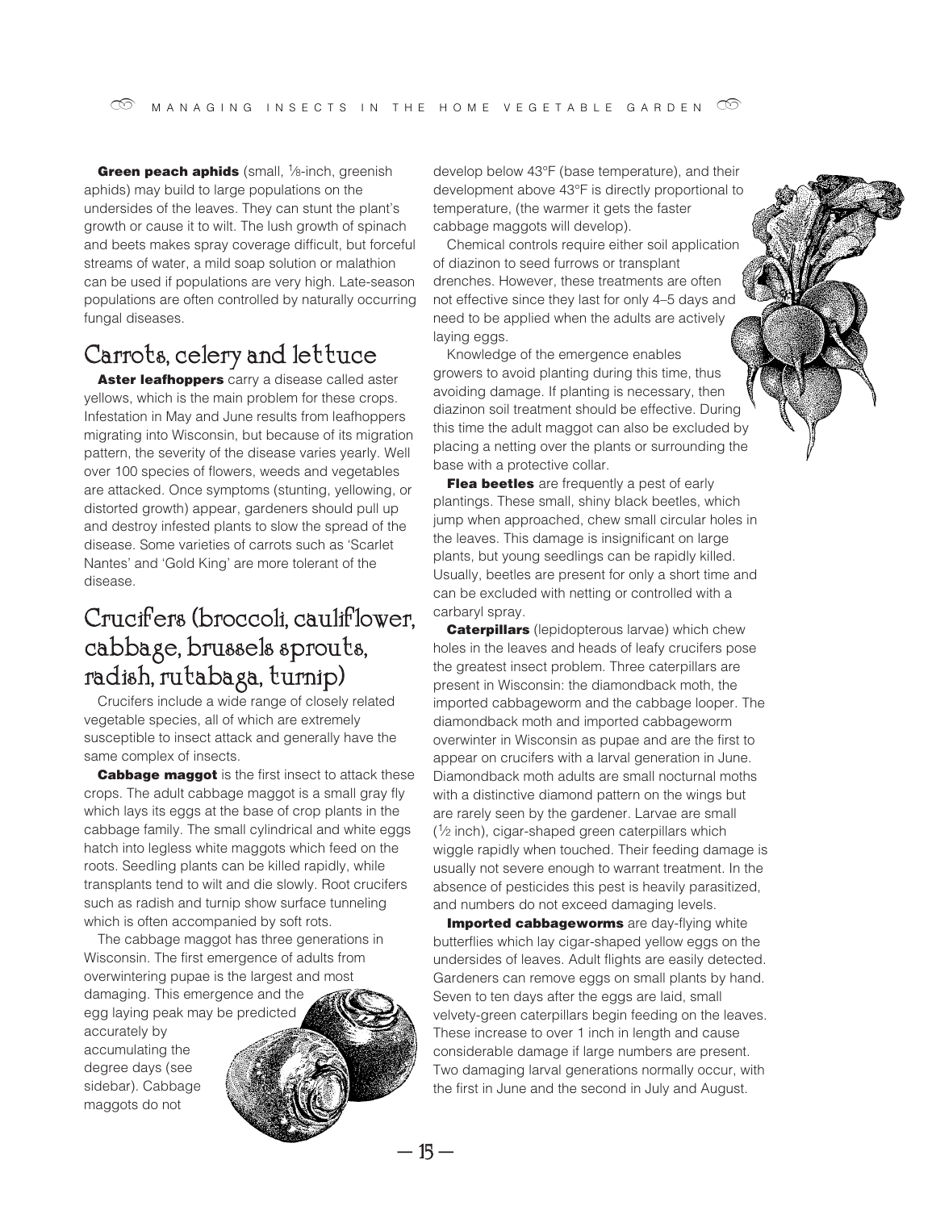**Green peach aphids** (small, ⅛-inch, greenish aphids) may build to large populations on the undersides of the leaves. They can stunt the plant's growth or cause it to wilt. The lush growth of spinach and beets makes spray coverage difficult, but forceful streams of water, a mild soap solution or malathion can be used if populations are very high. Late-season populations are often controlled by naturally occurring fungal diseases.

## Carrots, celery and lettuce

**Aster leafhoppers** carry a disease called aster yellows, which is the main problem for these crops. Infestation in May and June results from leafhoppers migrating into Wisconsin, but because of its migration pattern, the severity of the disease varies yearly. Well over 100 species of flowers, weeds and vegetables are attacked. Once symptoms (stunting, yellowing, or distorted growth) appear, gardeners should pull up and destroy infested plants to slow the spread of the disease. Some varieties of carrots such as 'Scarlet Nantes' and 'Gold King' are more tolerant of the disease.

## Crucifers (broccoli, cauliflower, cabbage, brussels sprouts, radish, rutabaga, turnip)

Crucifers include a wide range of closely related vegetable species, all of which are extremely susceptible to insect attack and generally have the same complex of insects.

**Cabbage maggot** is the first insect to attack these crops. The adult cabbage maggot is a small gray fly which lays its eggs at the base of crop plants in the cabbage family. The small cylindrical and white eggs hatch into legless white maggots which feed on the roots. Seedling plants can be killed rapidly, while transplants tend to wilt and die slowly. Root crucifers such as radish and turnip show surface tunneling which is often accompanied by soft rots.

The cabbage maggot has three generations in Wisconsin. The first emergence of adults from overwintering pupae is the largest and most damaging. This emergence and the egg laying peak may be predicted accurately by accumulating the degree days (see sidebar). Cabbage maggots do not develop below 43°F (base temperature), and their development above 43°F is directly proportional to temperature, (the warmer it gets the faster cabbage maggots will develop).

Chemical controls require either soil application of diazinon to seed furrows or transplant drenches. However, these treatments are often not effective since they last for only 4–5 days and need to be applied when the adults are actively laying eggs.

Knowledge of the emergence enables growers to avoid planting during this time, thus avoiding damage. If planting is necessary, then diazinon soil treatment should be effective. During this time the adult maggot can also be excluded by placing a netting over the plants or surrounding the base with a protective collar.

**Flea beetles** are frequently a pest of early plantings. These small, shiny black beetles, which jump when approached, chew small circular holes in the leaves. This damage is insignificant on large plants, but young seedlings can be rapidly killed. Usually, beetles are present for only a short time and can be excluded with netting or controlled with a carbaryl spray.

**Caterpillars** (lepidopterous larvae) which chew holes in the leaves and heads of leafy crucifers pose the greatest insect problem. Three caterpillars are present in Wisconsin: the diamondback moth, the imported cabbageworm and the cabbage looper. The diamondback moth and imported cabbageworm overwinter in Wisconsin as pupae and are the first to appear on crucifers with a larval generation in June. Diamondback moth adults are small nocturnal moths with a distinctive diamond pattern on the wings but are rarely seen by the gardener. Larvae are small (½ inch), cigar-shaped green caterpillars which wiggle rapidly when touched. Their feeding damage is usually not severe enough to warrant treatment. In the absence of pesticides this pest is heavily parasitized, and numbers do not exceed damaging levels.

**Imported cabbageworms** are day-flying white butterflies which lay cigar-shaped yellow eggs on the undersides of leaves. Adult flights are easily detected. Gardeners can remove eggs on small plants by hand. Seven to ten days after the eggs are laid, small velvety-green caterpillars begin feeding on the leaves. These increase to over 1 inch in length and cause considerable damage if large numbers are present. Two damaging larval generations normally occur, with the first in June and the second in July and August.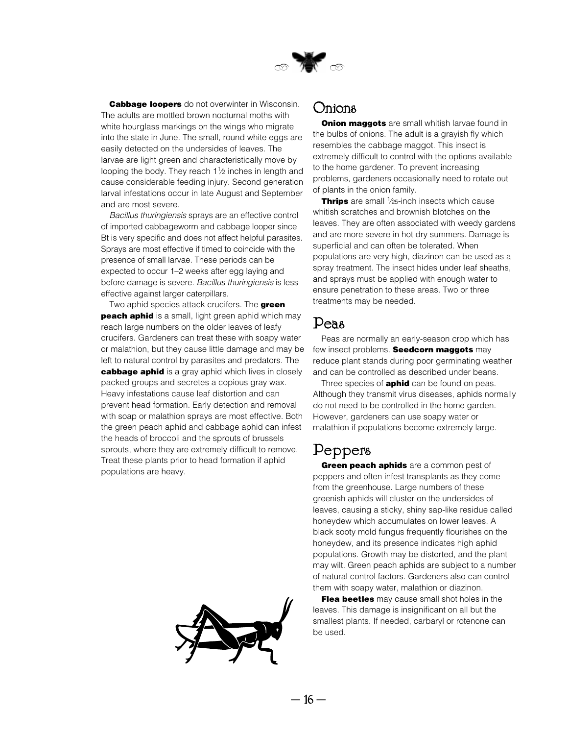**Cabbage loopers** do not overwinter in Wisconsin. The adults are mottled brown nocturnal moths with white hourglass markings on the wings who migrate into the state in June. The small, round white eggs are easily detected on the undersides of leaves. The larvae are light green and characteristically move by looping the body. They reach 1½ inches in length and cause considerable feeding injury. Second generation larval infestations occur in late August and September and are most severe.

*Bacillus thuringiensis* sprays are an effective control of imported cabbageworm and cabbage looper since Bt is very specific and does not affect helpful parasites. Sprays are most effective if timed to coincide with the presence of small larvae. These periods can be expected to occur 1–2 weeks after egg laying and before damage is severe. *Bacillus thuringiensis* is less effective against larger caterpillars.

Two aphid species attack crucifers. The **green peach aphid** is a small, light green aphid which may reach large numbers on the older leaves of leafy crucifers. Gardeners can treat these with soapy water or malathion, but they cause little damage and may be left to natural control by parasites and predators. The **cabbage aphid** is a gray aphid which lives in closely packed groups and secretes a copious gray wax. Heavy infestations cause leaf distortion and can prevent head formation. Early detection and removal with soap or malathion sprays are most effective. Both the green peach aphid and cabbage aphid can infest the heads of broccoli and the sprouts of brussels sprouts, where they are extremely difficult to remove. Treat these plants prior to head formation if aphid populations are heavy.

## Onions

**Onion maggots** are small whitish larvae found in the bulbs of onions. The adult is a grayish fly which resembles the cabbage maggot. This insect is extremely difficult to control with the options available to the home gardener. To prevent increasing problems, gardeners occasionally need to rotate out of plants in the onion family.

**Thrips** are small 1⁄25-inch insects which cause whitish scratches and brownish blotches on the leaves. They are often associated with weedy gardens and are more severe in hot dry summers. Damage is superficial and can often be tolerated. When populations are very high, diazinon can be used as a spray treatment. The insect hides under leaf sheaths, and sprays must be applied with enough water to ensure penetration to these areas. Two or three treatments may be needed.

## Peas

Peas are normally an early-season crop which has few insect problems. **Seedcorn maggots** may reduce plant stands during poor germinating weather and can be controlled as described under beans.

Three species of **aphid** can be found on peas. Although they transmit virus diseases, aphids normally do not need to be controlled in the home garden. However, gardeners can use soapy water or malathion if populations become extremely large.

## Peppers

**Green peach aphids** are a common pest of peppers and often infest transplants as they come from the greenhouse. Large numbers of these greenish aphids will cluster on the undersides of leaves, causing a sticky, shiny sap-like residue called honeydew which accumulates on lower leaves. A black sooty mold fungus frequently flourishes on the honeydew, and its presence indicates high aphid populations. Growth may be distorted, and the plant may wilt. Green peach aphids are subject to a number of natural control factors. Gardeners also can control them with soapy water, malathion or diazinon.

**Flea beetles** may cause small shot holes in the leaves. This damage is insignificant on all but the smallest plants. If needed, carbaryl or rotenone can be used.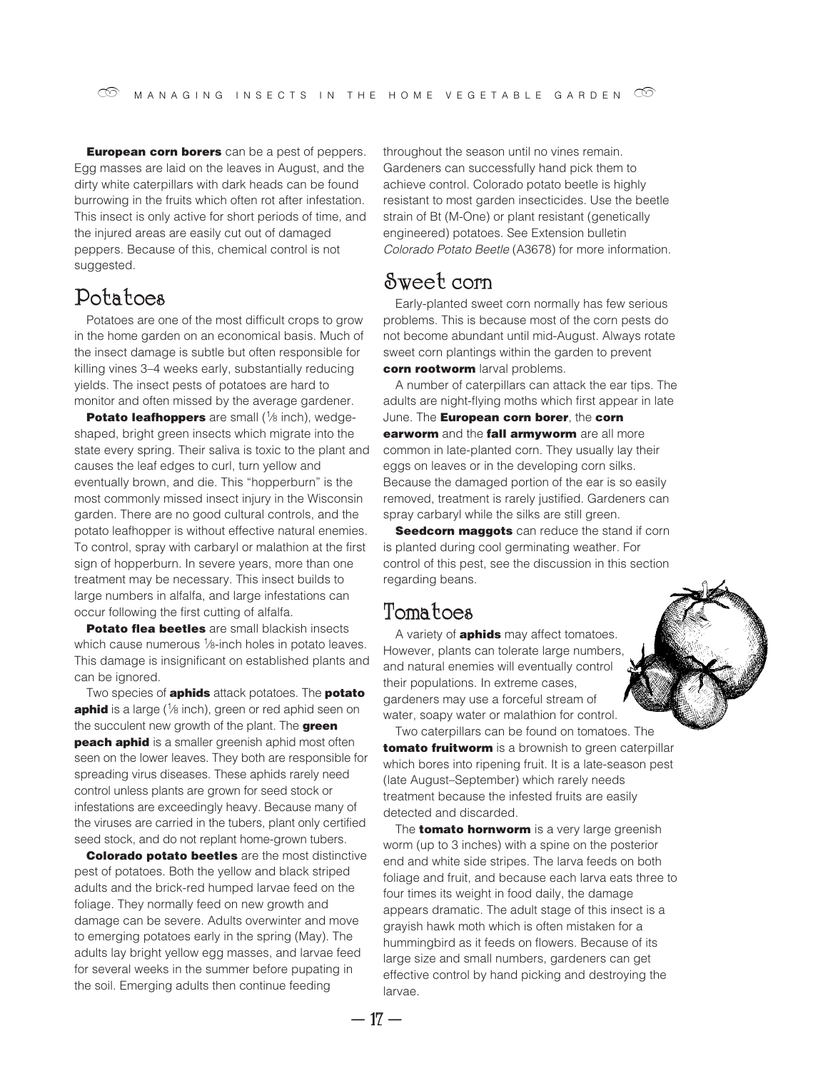**European corn borers** can be a pest of peppers. Egg masses are laid on the leaves in August, and the dirty white caterpillars with dark heads can be found burrowing in the fruits which often rot after infestation. This insect is only active for short periods of time, and the injured areas are easily cut out of damaged peppers. Because of this, chemical control is not suggested.

## Potatoes

Potatoes are one of the most difficult crops to grow in the home garden on an economical basis. Much of the insect damage is subtle but often responsible for killing vines 3–4 weeks early, substantially reducing yields. The insect pests of potatoes are hard to monitor and often missed by the average gardener.

**Potato leafhoppers** are small (⅛ inch), wedge-shaped, bright green insects which migrate into the state every spring. Their saliva is toxic to the plant and causes the leaf edges to curl, turn yellow and eventually brown, and die. This "hopperburn" is the most commonly missed insect injury in the Wisconsin garden. There are no good cultural controls, and the potato leafhopper is without effective natural enemies. To control, spray with carbaryl or malathion at the first sign of hopperburn. In severe years, more than one treatment may be necessary. This insect builds to large numbers in alfalfa, and large infestations can occur following the first cutting of alfalfa.

**Potato flea beetles** are small blackish insects which cause numerous ⅛-inch holes in potato leaves. This damage is insignificant on established plants and can be ignored.

Two species of **aphids** attack potatoes. The **potato aphid** is a large (⅛ inch), green or red aphid seen on the succulent new growth of the plant. The **green peach aphid** is a smaller greenish aphid most often seen on the lower leaves. They both are responsible for spreading virus diseases. These aphids rarely need control unless plants are grown for seed stock or infestations are exceedingly heavy. Because many of the viruses are carried in the tubers, plant only certified seed stock, and do not replant home-grown tubers.

**Colorado potato beetles** are the most distinctive pest of potatoes. Both the yellow and black striped adults and the brick-red humped larvae feed on the foliage. They normally feed on new growth and damage can be severe. Adults overwinter and move to emerging potatoes early in the spring (May). The adults lay bright yellow egg masses, and larvae feed for several weeks in the summer before pupating in the soil. Emerging adults then continue feeding throughout the season until no vines remain. Gardeners can successfully hand pick them to achieve control. Colorado potato beetle is highly resistant to most garden insecticides. Use the beetle strain of Bt (M-One) or plant resistant (genetically engineered) potatoes. See Extension bulletin *Colorado Potato Beetle* (A3678) for more information.

## Sweet corn

Early-planted sweet corn normally has few serious problems. This is because most of the corn pests do not become abundant until mid-August. Always rotate sweet corn plantings within the garden to prevent **corn rootworm** larval problems.

A number of caterpillars can attack the ear tips. The adults are night-flying moths which first appear in late June. The **European corn borer**, the **corn earworm** and the **fall armyworm** are all more common in late-planted corn. They usually lay their eggs on leaves or in the developing corn silks. Because the damaged portion of the ear is so easily removed, treatment is rarely justified. Gardeners can spray carbaryl while the silks are still green.

**Seedcorn maggots** can reduce the stand if corn is planted during cool germinating weather. For control of this pest, see the discussion in this section regarding beans.

## Tomatoes

A variety of **aphids** may affect tomatoes. However, plants can tolerate large numbers, and natural enemies will eventually control their populations. In extreme cases, gardeners may use a forceful stream of water, soapy water or malathion for control.

Two caterpillars can be found on tomatoes. The **tomato fruitworm** is a brownish to green caterpillar which bores into ripening fruit. It is a late-season pest (late August–September) which rarely needs treatment because the infested fruits are easily detected and discarded.

The **tomato hornworm** is a very large greenish worm (up to 3 inches) with a spine on the posterior end and white side stripes. The larva feeds on both foliage and fruit, and because each larva eats three to four times its weight in food daily, the damage appears dramatic. The adult stage of this insect is a grayish hawk moth which is often mistaken for a hummingbird as it feeds on flowers. Because of its large size and small numbers, gardeners can get effective control by hand picking and destroying the larvae.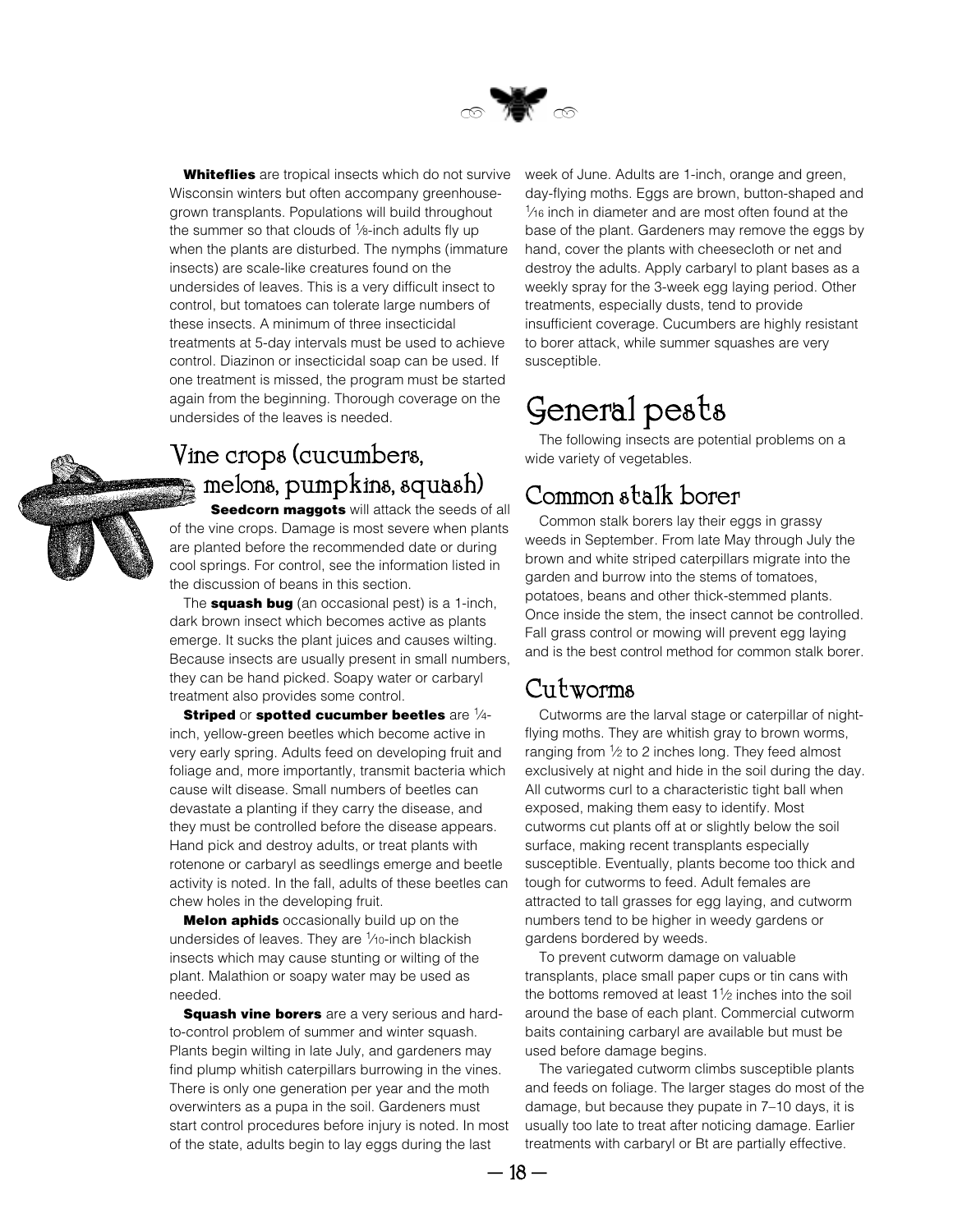**Whiteflies** are tropical insects which do not survive Wisconsin winters but often accompany greenhouse-grown transplants. Populations will build throughout the summer so that clouds of ⅛-inch adults fly up when the plants are disturbed. The nymphs (immature insects) are scale-like creatures found on the undersides of leaves. This is a very difficult insect to control, but tomatoes can tolerate large numbers of these insects. A minimum of three insecticidal treatments at 5-day intervals must be used to achieve control. Diazinon or insecticidal soap can be used. If one treatment is missed, the program must be started again from the beginning. Thorough coverage on the undersides of the leaves is needed.

## Vine crops (cucumbers, melons, pumpkins, squash)

**Seedcorn maggots** will attack the seeds of all of the vine crops. Damage is most severe when plants are planted before the recommended date or during cool springs. For control, see the information listed in the discussion of beans in this section.

The **squash bug** (an occasional pest) is a 1-inch, dark brown insect which becomes active as plants emerge. It sucks the plant juices and causes wilting. Because insects are usually present in small numbers, they can be hand picked. Soapy water or carbaryl treatment also provides some control.

**Striped** or **spotted cucumber beetles** are ¼-inch, yellow-green beetles which become active in very early spring. Adults feed on developing fruit and foliage and, more importantly, transmit bacteria which cause wilt disease. Small numbers of beetles can devastate a planting if they carry the disease, and they must be controlled before the disease appears. Hand pick and destroy adults, or treat plants with rotenone or carbaryl as seedlings emerge and beetle activity is noted. In the fall, adults of these beetles can chew holes in the developing fruit.

**Melon aphids** occasionally build up on the undersides of leaves. They are ¹⁄₁₀-inch blackish insects which may cause stunting or wilting of the plant. Malathion or soapy water may be used as needed.

**Squash vine borers** are a very serious and hard-to-control problem of summer and winter squash. Plants begin wilting in late July, and gardeners may find plump whitish caterpillars burrowing in the vines. There is only one generation per year and the moth overwinters as a pupa in the soil. Gardeners must start control procedures before injury is noted. In most of the state, adults begin to lay eggs during the last week of June. Adults are 1-inch, orange and green, day-flying moths. Eggs are brown, button-shaped and ¹⁄₁₆ inch in diameter and are most often found at the base of the plant. Gardeners may remove the eggs by hand, cover the plants with cheesecloth or net and destroy the adults. Apply carbaryl to plant bases as a weekly spray for the 3-week egg laying period. Other treatments, especially dusts, tend to provide insufficient coverage. Cucumbers are highly resistant to borer attack, while summer squashes are very susceptible.

# General pests

The following insects are potential problems on a wide variety of vegetables.

## Common stalk borer

Common stalk borers lay their eggs in grassy weeds in September. From late May through July the brown and white striped caterpillars migrate into the garden and burrow into the stems of tomatoes, potatoes, beans and other thick-stemmed plants. Once inside the stem, the insect cannot be controlled. Fall grass control or mowing will prevent egg laying and is the best control method for common stalk borer.

## Cutworms

Cutworms are the larval stage or caterpillar of night-flying moths. They are whitish gray to brown worms, ranging from ½ to 2 inches long. They feed almost exclusively at night and hide in the soil during the day. All cutworms curl to a characteristic tight ball when exposed, making them easy to identify. Most cutworms cut plants off at or slightly below the soil surface, making recent transplants especially susceptible. Eventually, plants become too thick and tough for cutworms to feed. Adult females are attracted to tall grasses for egg laying, and cutworm numbers tend to be higher in weedy gardens or gardens bordered by weeds.

To prevent cutworm damage on valuable transplants, place small paper cups or tin cans with the bottoms removed at least 1½ inches into the soil around the base of each plant. Commercial cutworm baits containing carbaryl are available but must be used before damage begins.

The variegated cutworm climbs susceptible plants and feeds on foliage. The larger stages do most of the damage, but because they pupate in 7–10 days, it is usually too late to treat after noticing damage. Earlier treatments with carbaryl or Bt are partially effective.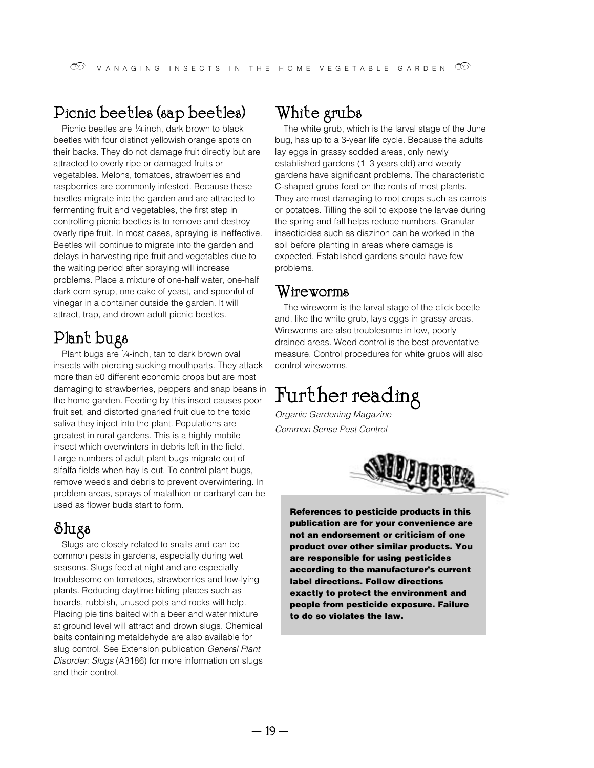## Picnic beetles (sap beetles)

Picnic beetles are ¼-inch, dark brown to black beetles with four distinct yellowish orange spots on their backs. They do not damage fruit directly but are attracted to overly ripe or damaged fruits or vegetables. Melons, tomatoes, strawberries and raspberries are commonly infested. Because these beetles migrate into the garden and are attracted to fermenting fruit and vegetables, the first step in controlling picnic beetles is to remove and destroy overly ripe fruit. In most cases, spraying is ineffective. Beetles will continue to migrate into the garden and delays in harvesting ripe fruit and vegetables due to the waiting period after spraying will increase problems. Place a mixture of one-half water, one-half dark corn syrup, one cake of yeast, and spoonful of vinegar in a container outside the garden. It will attract, trap, and drown adult picnic beetles.

## Plant bugs

Plant bugs are ¼-inch, tan to dark brown oval insects with piercing sucking mouthparts. They attack more than 50 different economic crops but are most damaging to strawberries, peppers and snap beans in the home garden. Feeding by this insect causes poor fruit set, and distorted gnarled fruit due to the toxic saliva they inject into the plant. Populations are greatest in rural gardens. This is a highly mobile insect which overwinters in debris left in the field. Large numbers of adult plant bugs migrate out of alfalfa fields when hay is cut. To control plant bugs, remove weeds and debris to prevent overwintering. In problem areas, sprays of malathion or carbaryl can be used as flower buds start to form.

## Slugs

Slugs are closely related to snails and can be common pests in gardens, especially during wet seasons. Slugs feed at night and are especially troublesome on tomatoes, strawberries and low-lying plants. Reducing daytime hiding places such as boards, rubbish, unused pots and rocks will help. Placing pie tins baited with a beer and water mixture at ground level will attract and drown slugs. Chemical baits containing metaldehyde are also available for slug control. See Extension publication *General Plant Disorder: Slugs* (A3186) for more information on slugs and their control.

## White grubs

The white grub, which is the larval stage of the June bug, has up to a 3-year life cycle. Because the adults lay eggs in grassy sodded areas, only newly established gardens (1–3 years old) and weedy gardens have significant problems. The characteristic C-shaped grubs feed on the roots of most plants. They are most damaging to root crops such as carrots or potatoes. Tilling the soil to expose the larvae during the spring and fall helps reduce numbers. Granular insecticides such as diazinon can be worked in the soil before planting in areas where damage is expected. Established gardens should have few problems.

## Wireworms

The wireworm is the larval stage of the click beetle and, like the white grub, lays eggs in grassy areas. Wireworms are also troublesome in low, poorly drained areas. Weed control is the best preventative measure. Control procedures for white grubs will also control wireworms.

# Further reading

*Organic Gardening Magazine*

*Common Sense Pest Control*

**References to pesticide products in this publication are for your convenience are not an endorsement or criticism of one product over other similar products. You are responsible for using pesticides according to the manufacturer's current label directions. Follow directions exactly to protect the environment and people from pesticide exposure. Failure to do so violates the law.**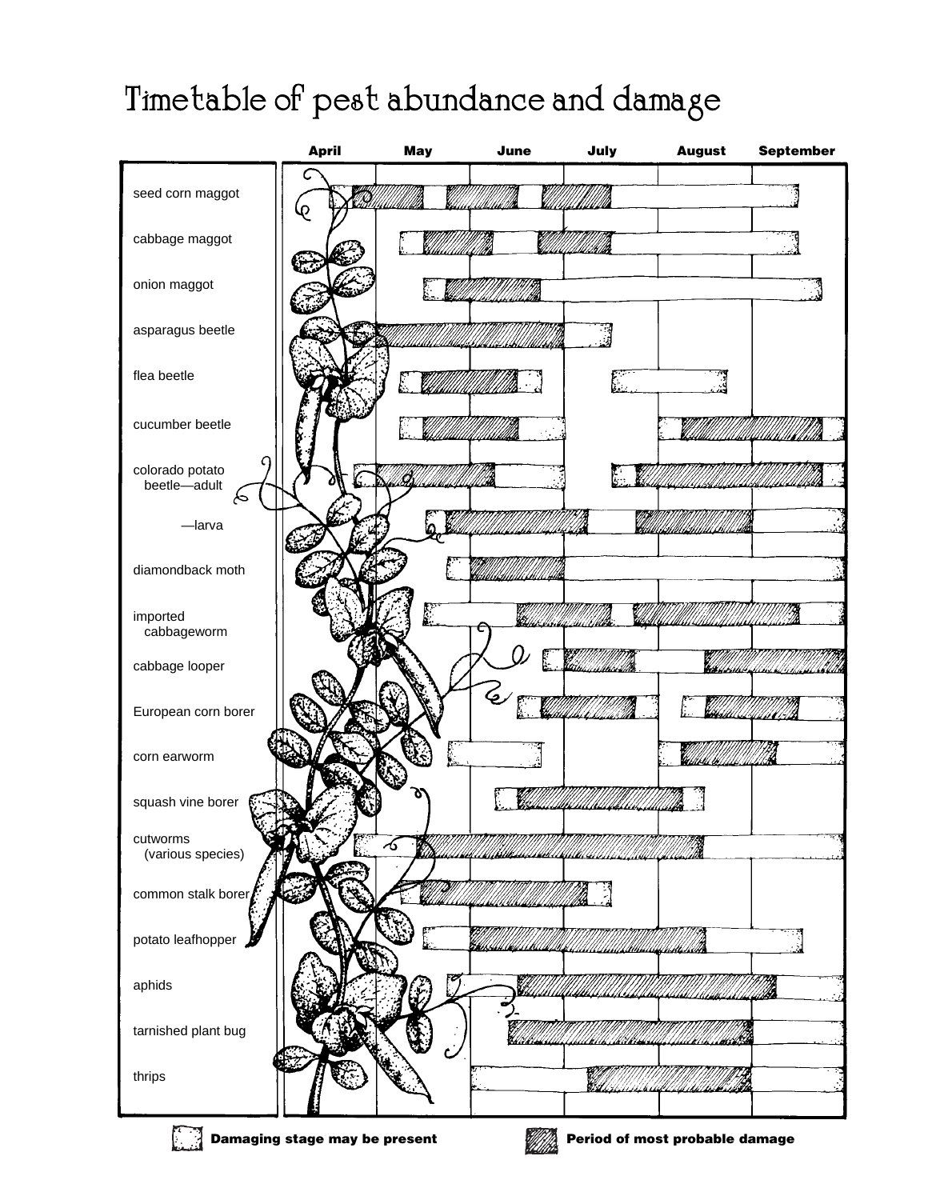# Timetable of pest abundance and damage

| | April | May | June | July | August | September |
|---|---|---|---|---|---|---|
| seed corn maggot | | | | | | |
| cabbage maggot | | | | | | |
| onion maggot | | | | | | |
| asparagus beetle | | | | | | |
| flea beetle | | | | | | |
| cucumber beetle | | | | | | |
| colorado potato beetle—adult | | | | | | |
| —larva | | | | | | |
| diamondback moth | | | | | | |
| imported cabbageworm | | | | | | |
| cabbage looper | | | | | | |
| European corn borer | | | | | | |
| corn earworm | | | | | | |
| squash vine borer | | | | | | |
| cutworms (various species) | | | | | | |
| common stalk borer | | | | | | |
| potato leafhopper | | | | | | |
| aphids | | | | | | |
| tarnished plant bug | | | | | | |
| thrips | | | | | | |

**Damaging stage may be present**

**Period of most probable damage**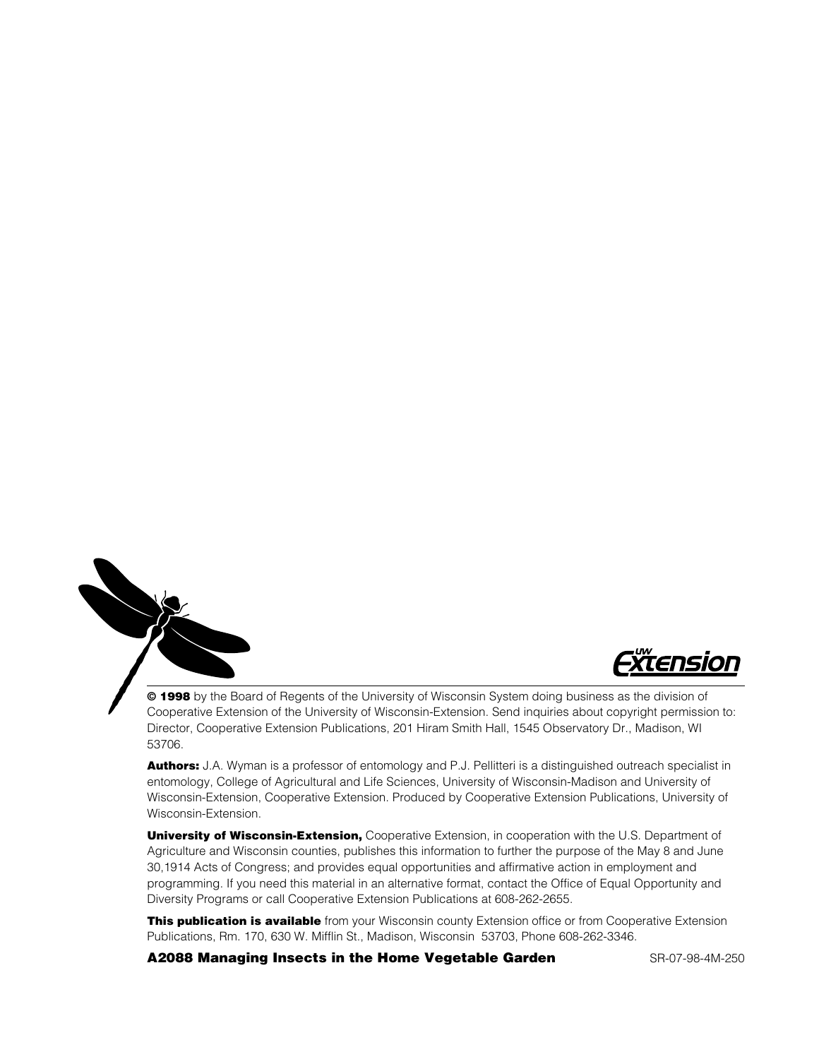**© 1998** by the Board of Regents of the University of Wisconsin System doing business as the division of Cooperative Extension of the University of Wisconsin-Extension. Send inquiries about copyright permission to: Director, Cooperative Extension Publications, 201 Hiram Smith Hall, 1545 Observatory Dr., Madison, WI 53706.

**Authors:** J.A. Wyman is a professor of entomology and P.J. Pellitteri is a distinguished outreach specialist in entomology, College of Agricultural and Life Sciences, University of Wisconsin-Madison and University of Wisconsin-Extension, Cooperative Extension. Produced by Cooperative Extension Publications, University of Wisconsin-Extension.

**University of Wisconsin-Extension,** Cooperative Extension, in cooperation with the U.S. Department of Agriculture and Wisconsin counties, publishes this information to further the purpose of the May 8 and June 30,1914 Acts of Congress; and provides equal opportunities and affirmative action in employment and programming. If you need this material in an alternative format, contact the Office of Equal Opportunity and Diversity Programs or call Cooperative Extension Publications at 608-262-2655.

**This publication is available** from your Wisconsin county Extension office or from Cooperative Extension Publications, Rm. 170, 630 W. Mifflin St., Madison, Wisconsin 53703, Phone 608-262-3346.

**A2088 Managing Insects in the Home Vegetable Garden** SR-07-98-4M-250